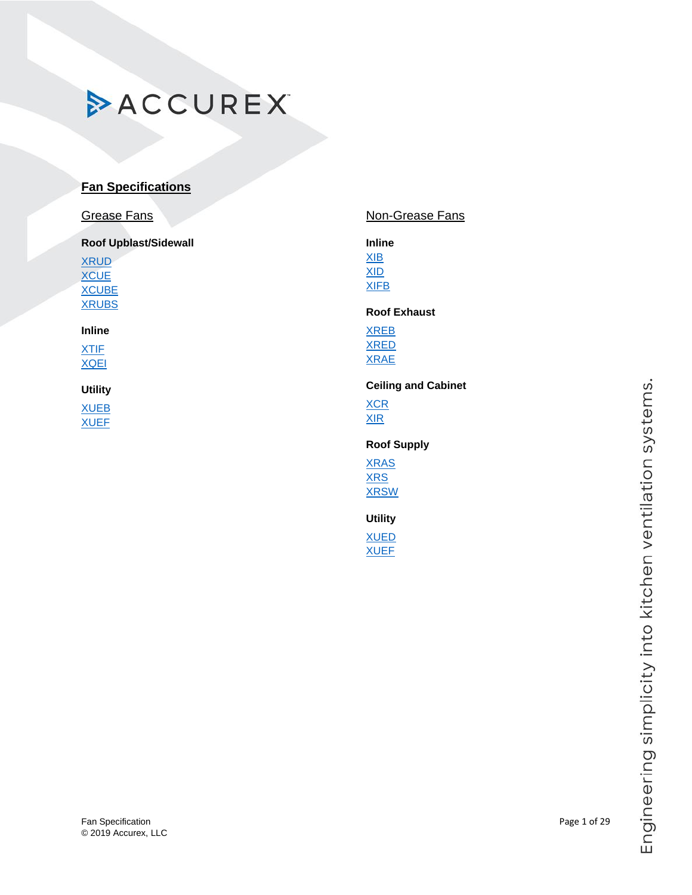# ACCUREX

## Fan Specifications

### Grease Fans

**Roof Upblast/Sidewall**

XRUD
XCUE
XCUBE
XRUBS

**Inline**

XTIF
XQEI

**Utility**

XUEB
XUEF

### Non-Grease Fans

**Inline**

XIB
XID
XIFB

**Roof Exhaust**

XREB
XRED
XRAE

**Ceiling and Cabinet**

XCR
XIR

**Roof Supply**

XRAS
XRS
XRSW

**Utility**

XUED
XUEF

Engineering simplicity into kitchen ventilation systems.

Fan Specification
© 2019 Accurex, LLC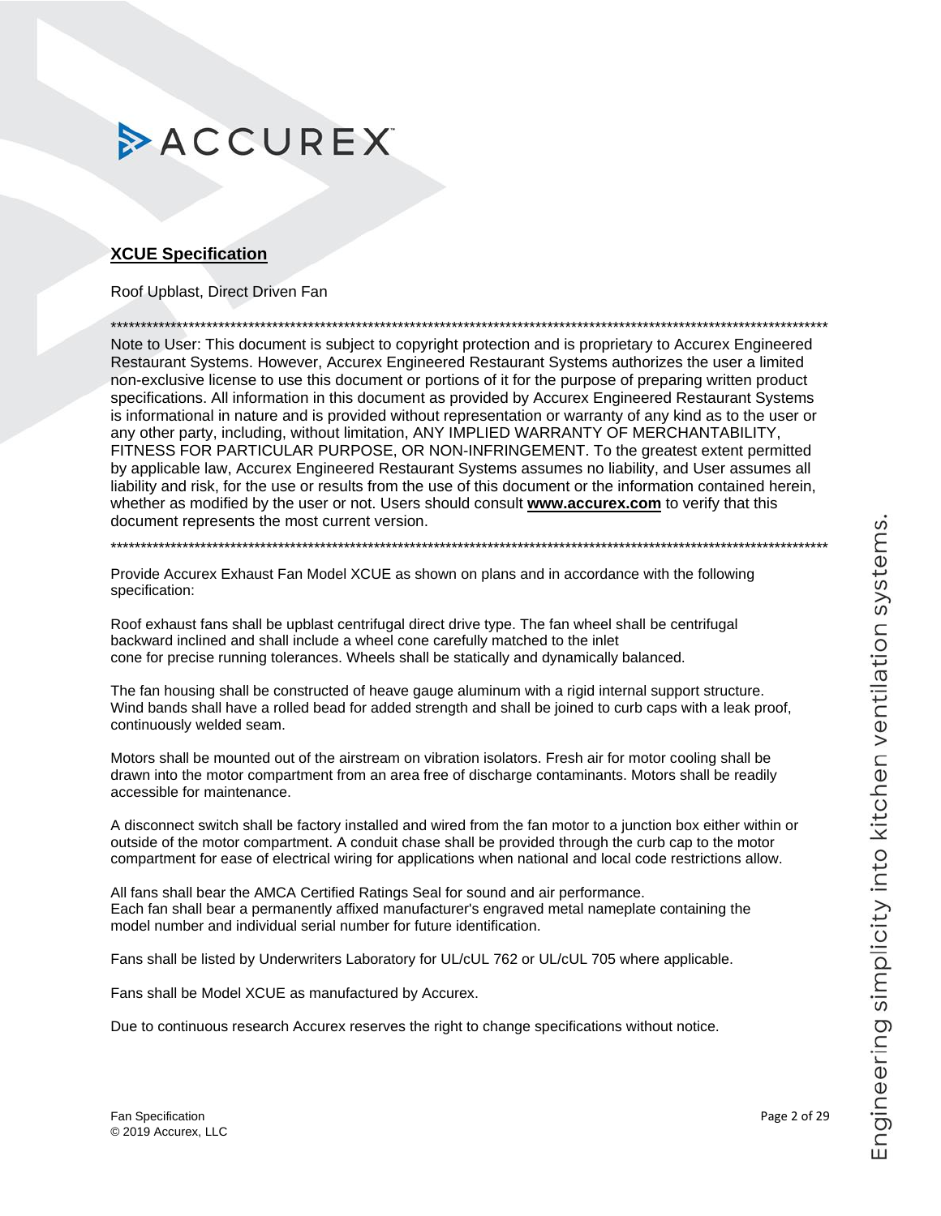ACCUREX

## XCUE Specification

Roof Upblast, Direct Driven Fan

*******************************************************************************************************************************

Note to User: This document is subject to copyright protection and is proprietary to Accurex Engineered Restaurant Systems. However, Accurex Engineered Restaurant Systems authorizes the user a limited non-exclusive license to use this document or portions of it for the purpose of preparing written product specifications. All information in this document as provided by Accurex Engineered Restaurant Systems is informational in nature and is provided without representation or warranty of any kind as to the user or any other party, including, without limitation, ANY IMPLIED WARRANTY OF MERCHANTABILITY, FITNESS FOR PARTICULAR PURPOSE, OR NON-INFRINGEMENT. To the greatest extent permitted by applicable law, Accurex Engineered Restaurant Systems assumes no liability, and User assumes all liability and risk, for the use or results from the use of this document or the information contained herein, whether as modified by the user or not. Users should consult **www.accurex.com** to verify that this document represents the most current version.

*******************************************************************************************************************************

Provide Accurex Exhaust Fan Model XCUE as shown on plans and in accordance with the following specification:

Roof exhaust fans shall be upblast centrifugal direct drive type. The fan wheel shall be centrifugal backward inclined and shall include a wheel cone carefully matched to the inlet cone for precise running tolerances. Wheels shall be statically and dynamically balanced.

The fan housing shall be constructed of heave gauge aluminum with a rigid internal support structure. Wind bands shall have a rolled bead for added strength and shall be joined to curb caps with a leak proof, continuously welded seam.

Motors shall be mounted out of the airstream on vibration isolators. Fresh air for motor cooling shall be drawn into the motor compartment from an area free of discharge contaminants. Motors shall be readily accessible for maintenance.

A disconnect switch shall be factory installed and wired from the fan motor to a junction box either within or outside of the motor compartment. A conduit chase shall be provided through the curb cap to the motor compartment for ease of electrical wiring for applications when national and local code restrictions allow.

All fans shall bear the AMCA Certified Ratings Seal for sound and air performance.
Each fan shall bear a permanently affixed manufacturer's engraved metal nameplate containing the model number and individual serial number for future identification.

Fans shall be listed by Underwriters Laboratory for UL/cUL 762 or UL/cUL 705 where applicable.

Fans shall be Model XCUE as manufactured by Accurex.

Due to continuous research Accurex reserves the right to change specifications without notice.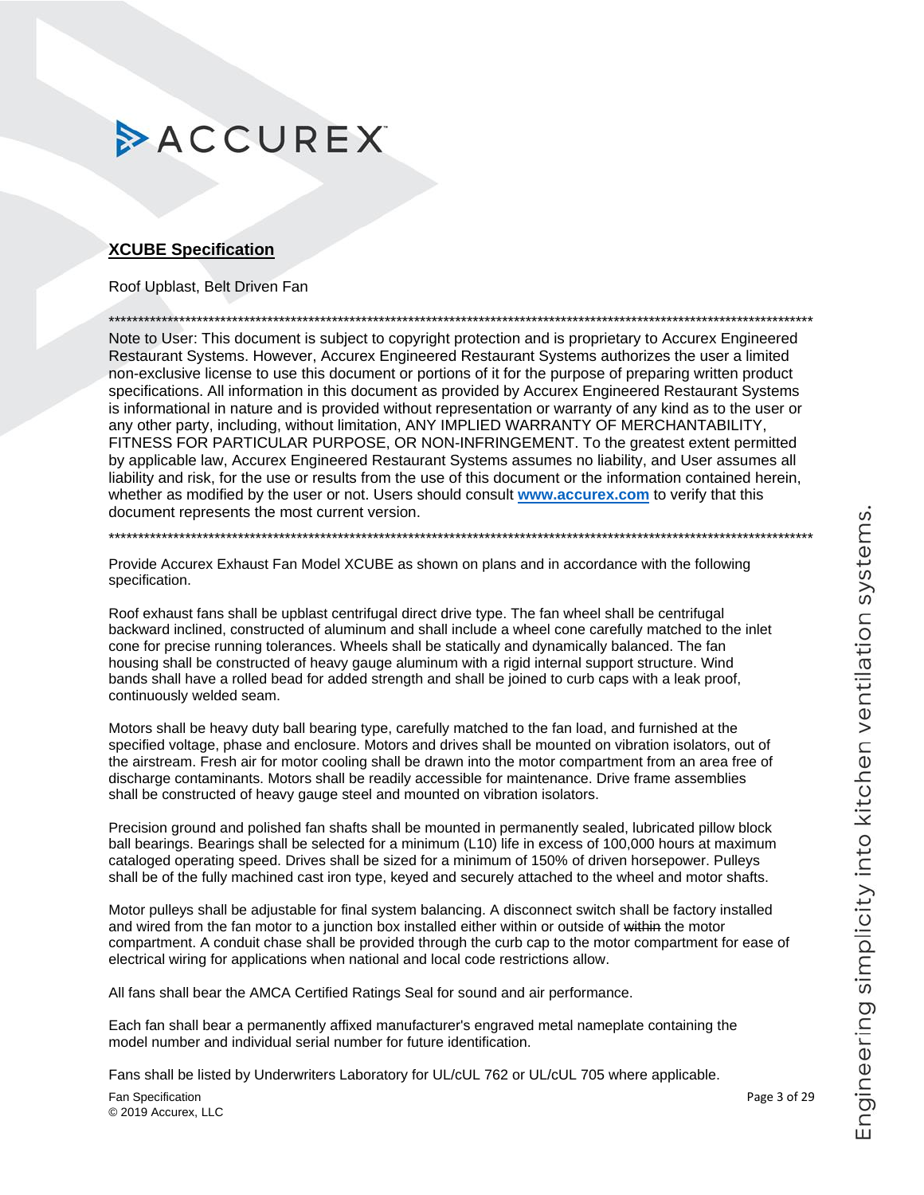ACCUREX

## XCUBE Specification

Roof Upblast, Belt Driven Fan

**********************************************************************************************************************

Note to User: This document is subject to copyright protection and is proprietary to Accurex Engineered Restaurant Systems. However, Accurex Engineered Restaurant Systems authorizes the user a limited non-exclusive license to use this document or portions of it for the purpose of preparing written product specifications. All information in this document as provided by Accurex Engineered Restaurant Systems is informational in nature and is provided without representation or warranty of any kind as to the user or any other party, including, without limitation, ANY IMPLIED WARRANTY OF MERCHANTABILITY, FITNESS FOR PARTICULAR PURPOSE, OR NON-INFRINGEMENT. To the greatest extent permitted by applicable law, Accurex Engineered Restaurant Systems assumes no liability, and User assumes all liability and risk, for the use or results from the use of this document or the information contained herein, whether as modified by the user or not. Users should consult **www.accurex.com** to verify that this document represents the most current version.

**********************************************************************************************************************

Provide Accurex Exhaust Fan Model XCUBE as shown on plans and in accordance with the following specification.

Roof exhaust fans shall be upblast centrifugal direct drive type. The fan wheel shall be centrifugal backward inclined, constructed of aluminum and shall include a wheel cone carefully matched to the inlet cone for precise running tolerances. Wheels shall be statically and dynamically balanced. The fan housing shall be constructed of heavy gauge aluminum with a rigid internal support structure. Wind bands shall have a rolled bead for added strength and shall be joined to curb caps with a leak proof, continuously welded seam.

Motors shall be heavy duty ball bearing type, carefully matched to the fan load, and furnished at the specified voltage, phase and enclosure. Motors and drives shall be mounted on vibration isolators, out of the airstream. Fresh air for motor cooling shall be drawn into the motor compartment from an area free of discharge contaminants. Motors shall be readily accessible for maintenance. Drive frame assemblies shall be constructed of heavy gauge steel and mounted on vibration isolators.

Precision ground and polished fan shafts shall be mounted in permanently sealed, lubricated pillow block ball bearings. Bearings shall be selected for a minimum (L10) life in excess of 100,000 hours at maximum cataloged operating speed. Drives shall be sized for a minimum of 150% of driven horsepower. Pulleys shall be of the fully machined cast iron type, keyed and securely attached to the wheel and motor shafts.

Motor pulleys shall be adjustable for final system balancing. A disconnect switch shall be factory installed and wired from the fan motor to a junction box installed either within or outside of ~~within~~ the motor compartment. A conduit chase shall be provided through the curb cap to the motor compartment for ease of electrical wiring for applications when national and local code restrictions allow.

All fans shall bear the AMCA Certified Ratings Seal for sound and air performance.

Each fan shall bear a permanently affixed manufacturer's engraved metal nameplate containing the model number and individual serial number for future identification.

Fans shall be listed by Underwriters Laboratory for UL/cUL 762 or UL/cUL 705 where applicable.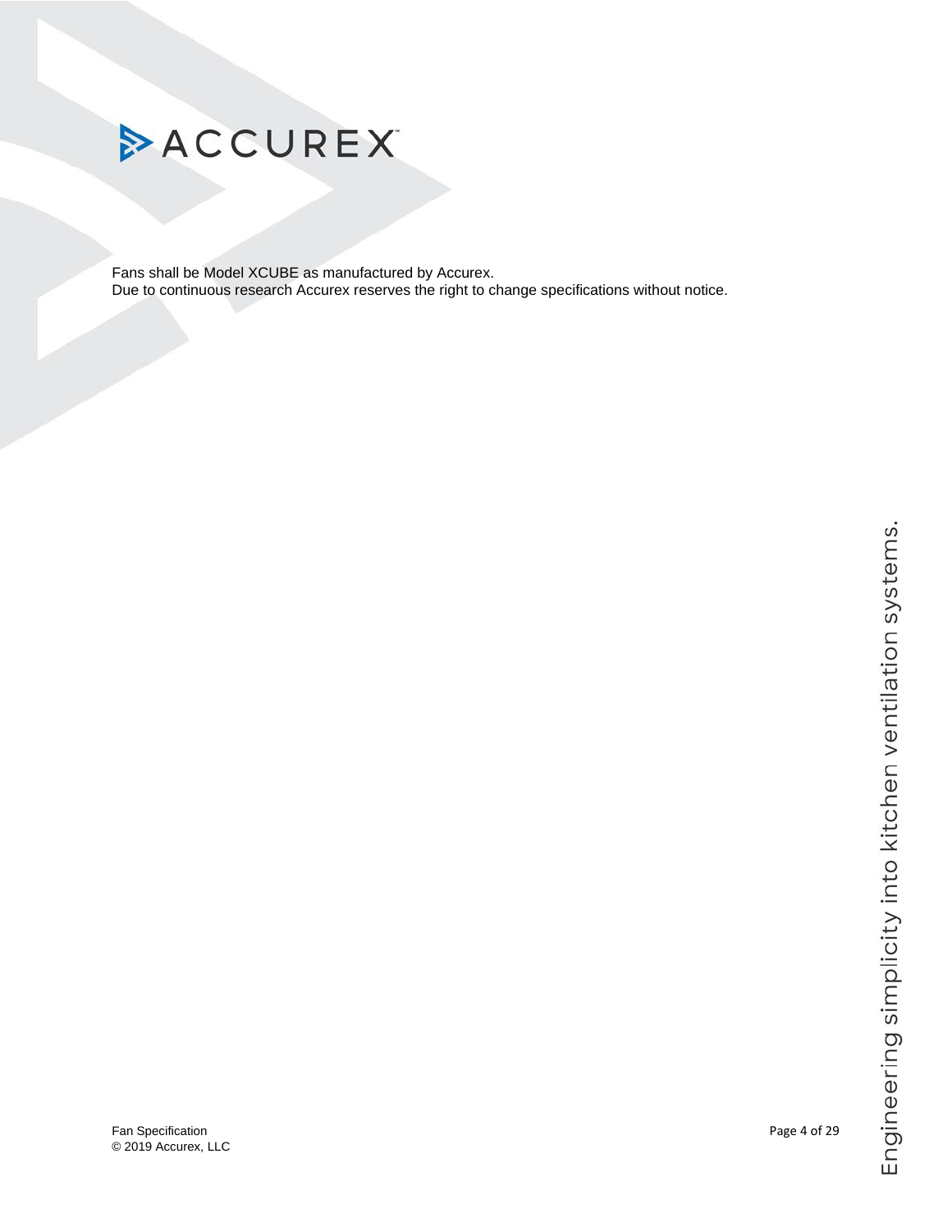Fans shall be Model XCUBE as manufactured by Accurex.
Due to continuous research Accurex reserves the right to change specifications without notice.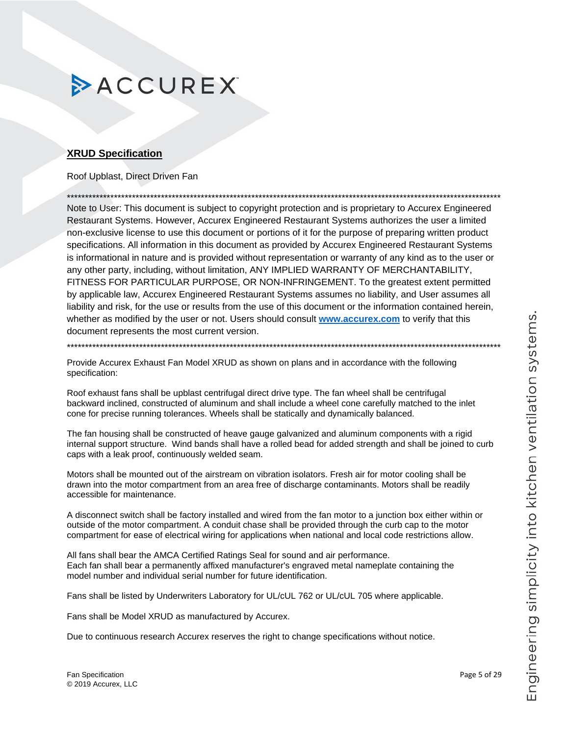**ACCUREX**

## XRUD Specification

Roof Upblast, Direct Driven Fan

*****************************************************************************************************************************

Note to User: This document is subject to copyright protection and is proprietary to Accurex Engineered Restaurant Systems. However, Accurex Engineered Restaurant Systems authorizes the user a limited non-exclusive license to use this document or portions of it for the purpose of preparing written product specifications. All information in this document as provided by Accurex Engineered Restaurant Systems is informational in nature and is provided without representation or warranty of any kind as to the user or any other party, including, without limitation, ANY IMPLIED WARRANTY OF MERCHANTABILITY, FITNESS FOR PARTICULAR PURPOSE, OR NON-INFRINGEMENT. To the greatest extent permitted by applicable law, Accurex Engineered Restaurant Systems assumes no liability, and User assumes all liability and risk, for the use or results from the use of this document or the information contained herein, whether as modified by the user or not. Users should consult **www.accurex.com** to verify that this document represents the most current version.

*****************************************************************************************************************************

Provide Accurex Exhaust Fan Model XRUD as shown on plans and in accordance with the following specification:

Roof exhaust fans shall be upblast centrifugal direct drive type. The fan wheel shall be centrifugal backward inclined, constructed of aluminum and shall include a wheel cone carefully matched to the inlet cone for precise running tolerances. Wheels shall be statically and dynamically balanced.

The fan housing shall be constructed of heave gauge galvanized and aluminum components with a rigid internal support structure. Wind bands shall have a rolled bead for added strength and shall be joined to curb caps with a leak proof, continuously welded seam.

Motors shall be mounted out of the airstream on vibration isolators. Fresh air for motor cooling shall be drawn into the motor compartment from an area free of discharge contaminants. Motors shall be readily accessible for maintenance.

A disconnect switch shall be factory installed and wired from the fan motor to a junction box either within or outside of the motor compartment. A conduit chase shall be provided through the curb cap to the motor compartment for ease of electrical wiring for applications when national and local code restrictions allow.

All fans shall bear the AMCA Certified Ratings Seal for sound and air performance.
Each fan shall bear a permanently affixed manufacturer's engraved metal nameplate containing the model number and individual serial number for future identification.

Fans shall be listed by Underwriters Laboratory for UL/cUL 762 or UL/cUL 705 where applicable.

Fans shall be Model XRUD as manufactured by Accurex.

Due to continuous research Accurex reserves the right to change specifications without notice.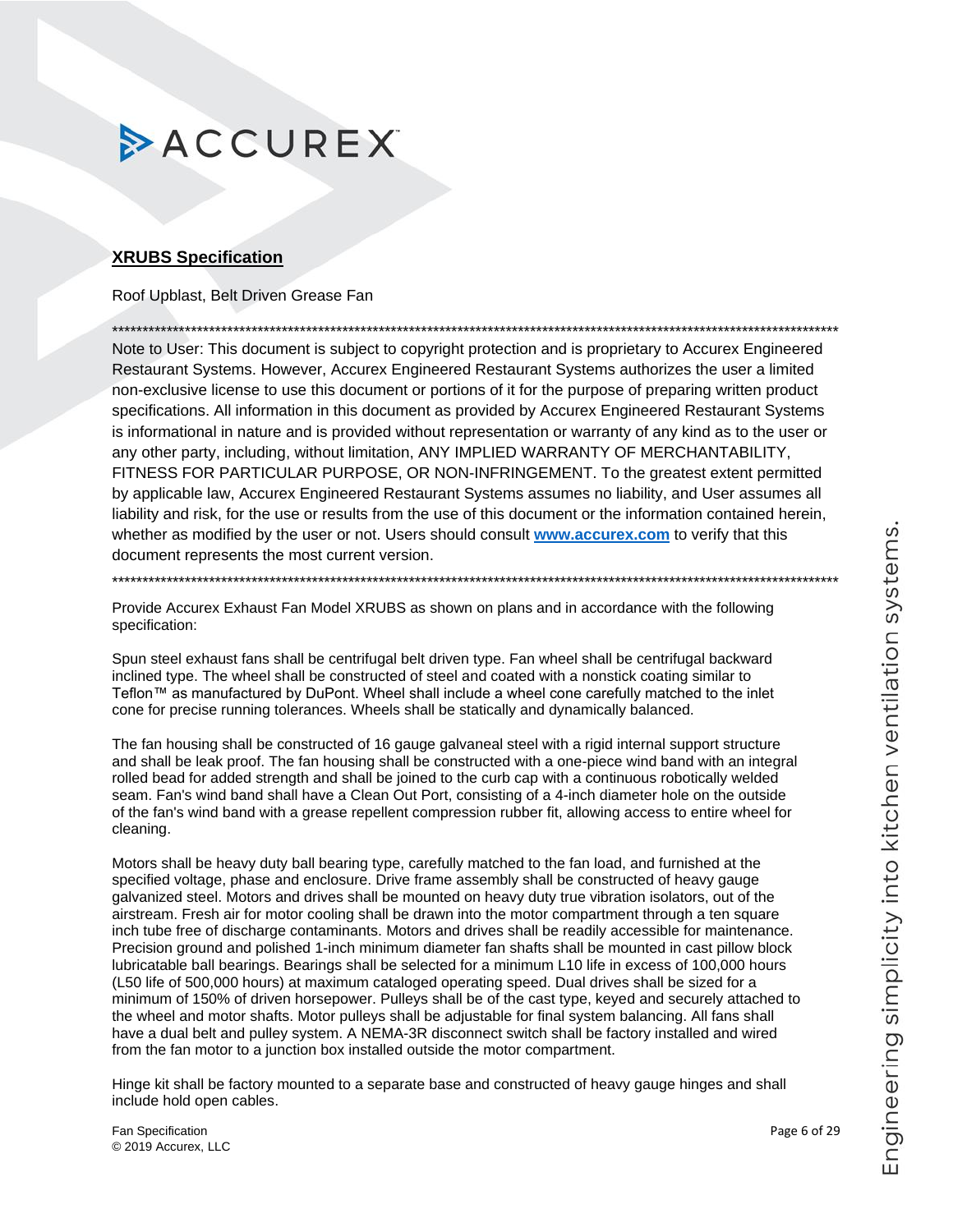## XRUBS Specification

Roof Upblast, Belt Driven Grease Fan

*************************************************************************************************************************

Note to User: This document is subject to copyright protection and is proprietary to Accurex Engineered Restaurant Systems. However, Accurex Engineered Restaurant Systems authorizes the user a limited non-exclusive license to use this document or portions of it for the purpose of preparing written product specifications. All information in this document as provided by Accurex Engineered Restaurant Systems is informational in nature and is provided without representation or warranty of any kind as to the user or any other party, including, without limitation, ANY IMPLIED WARRANTY OF MERCHANTABILITY, FITNESS FOR PARTICULAR PURPOSE, OR NON-INFRINGEMENT. To the greatest extent permitted by applicable law, Accurex Engineered Restaurant Systems assumes no liability, and User assumes all liability and risk, for the use or results from the use of this document or the information contained herein, whether as modified by the user or not. Users should consult **www.accurex.com** to verify that this document represents the most current version.

*************************************************************************************************************************

Provide Accurex Exhaust Fan Model XRUBS as shown on plans and in accordance with the following specification:

Spun steel exhaust fans shall be centrifugal belt driven type. Fan wheel shall be centrifugal backward inclined type. The wheel shall be constructed of steel and coated with a nonstick coating similar to Teflon™ as manufactured by DuPont. Wheel shall include a wheel cone carefully matched to the inlet cone for precise running tolerances. Wheels shall be statically and dynamically balanced.

The fan housing shall be constructed of 16 gauge galvaneal steel with a rigid internal support structure and shall be leak proof. The fan housing shall be constructed with a one-piece wind band with an integral rolled bead for added strength and shall be joined to the curb cap with a continuous robotically welded seam. Fan's wind band shall have a Clean Out Port, consisting of a 4-inch diameter hole on the outside of the fan's wind band with a grease repellent compression rubber fit, allowing access to entire wheel for cleaning.

Motors shall be heavy duty ball bearing type, carefully matched to the fan load, and furnished at the specified voltage, phase and enclosure. Drive frame assembly shall be constructed of heavy gauge galvanized steel. Motors and drives shall be mounted on heavy duty true vibration isolators, out of the airstream. Fresh air for motor cooling shall be drawn into the motor compartment through a ten square inch tube free of discharge contaminants. Motors and drives shall be readily accessible for maintenance. Precision ground and polished 1-inch minimum diameter fan shafts shall be mounted in cast pillow block lubricatable ball bearings. Bearings shall be selected for a minimum L10 life in excess of 100,000 hours (L50 life of 500,000 hours) at maximum cataloged operating speed. Dual drives shall be sized for a minimum of 150% of driven horsepower. Pulleys shall be of the cast type, keyed and securely attached to the wheel and motor shafts. Motor pulleys shall be adjustable for final system balancing. All fans shall have a dual belt and pulley system. A NEMA-3R disconnect switch shall be factory installed and wired from the fan motor to a junction box installed outside the motor compartment.

Hinge kit shall be factory mounted to a separate base and constructed of heavy gauge hinges and shall include hold open cables.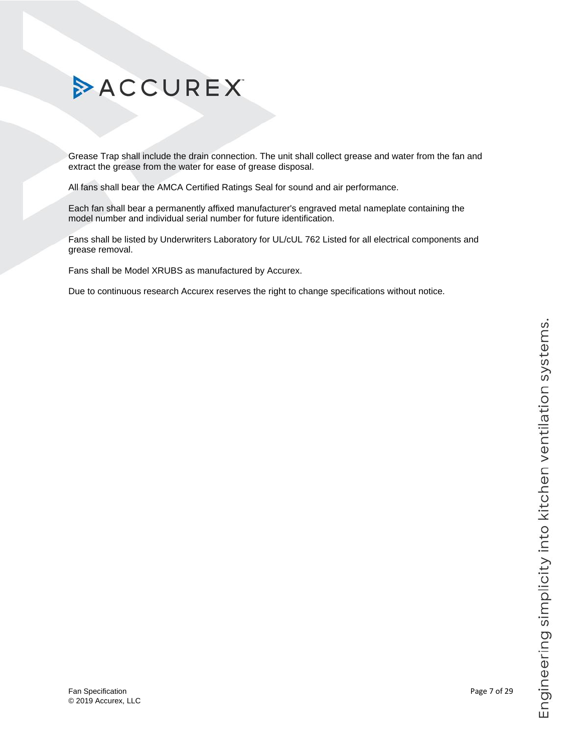Grease Trap shall include the drain connection. The unit shall collect grease and water from the fan and extract the grease from the water for ease of grease disposal.

All fans shall bear the AMCA Certified Ratings Seal for sound and air performance.

Each fan shall bear a permanently affixed manufacturer's engraved metal nameplate containing the model number and individual serial number for future identification.

Fans shall be listed by Underwriters Laboratory for UL/cUL 762 Listed for all electrical components and grease removal.

Fans shall be Model XRUBS as manufactured by Accurex.

Due to continuous research Accurex reserves the right to change specifications without notice.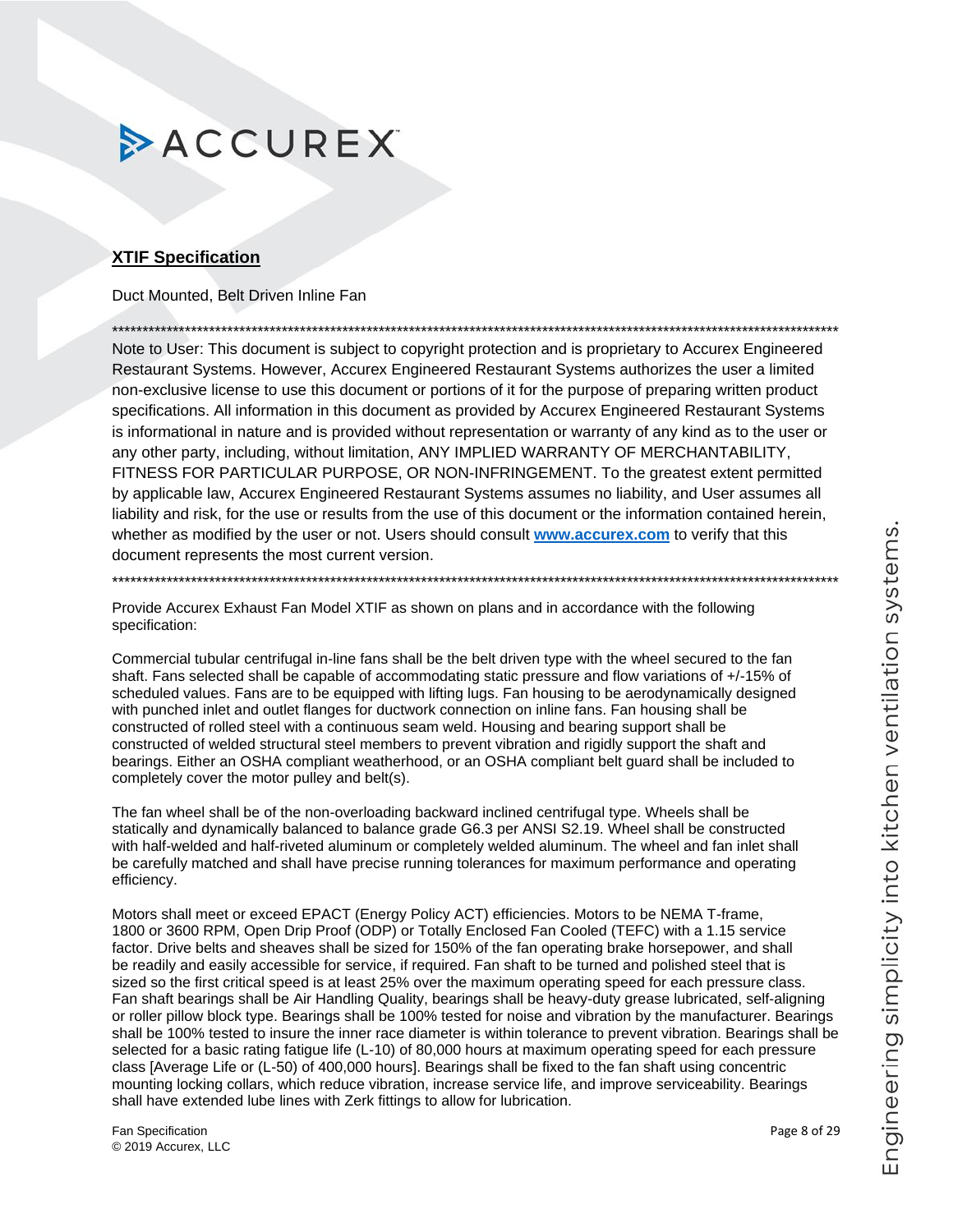## XTIF Specification

Duct Mounted, Belt Driven Inline Fan

**************************************************************************************************************************

Note to User: This document is subject to copyright protection and is proprietary to Accurex Engineered Restaurant Systems. However, Accurex Engineered Restaurant Systems authorizes the user a limited non-exclusive license to use this document or portions of it for the purpose of preparing written product specifications. All information in this document as provided by Accurex Engineered Restaurant Systems is informational in nature and is provided without representation or warranty of any kind as to the user or any other party, including, without limitation, ANY IMPLIED WARRANTY OF MERCHANTABILITY, FITNESS FOR PARTICULAR PURPOSE, OR NON-INFRINGEMENT. To the greatest extent permitted by applicable law, Accurex Engineered Restaurant Systems assumes no liability, and User assumes all liability and risk, for the use or results from the use of this document or the information contained herein, whether as modified by the user or not. Users should consult **www.accurex.com** to verify that this document represents the most current version.

**************************************************************************************************************************

Provide Accurex Exhaust Fan Model XTIF as shown on plans and in accordance with the following specification:

Commercial tubular centrifugal in-line fans shall be the belt driven type with the wheel secured to the fan shaft. Fans selected shall be capable of accommodating static pressure and flow variations of +/-15% of scheduled values. Fans are to be equipped with lifting lugs. Fan housing to be aerodynamically designed with punched inlet and outlet flanges for ductwork connection on inline fans. Fan housing shall be constructed of rolled steel with a continuous seam weld. Housing and bearing support shall be constructed of welded structural steel members to prevent vibration and rigidly support the shaft and bearings. Either an OSHA compliant weatherhood, or an OSHA compliant belt guard shall be included to completely cover the motor pulley and belt(s).

The fan wheel shall be of the non-overloading backward inclined centrifugal type. Wheels shall be statically and dynamically balanced to balance grade G6.3 per ANSI S2.19. Wheel shall be constructed with half-welded and half-riveted aluminum or completely welded aluminum. The wheel and fan inlet shall be carefully matched and shall have precise running tolerances for maximum performance and operating efficiency.

Motors shall meet or exceed EPACT (Energy Policy ACT) efficiencies. Motors to be NEMA T-frame, 1800 or 3600 RPM, Open Drip Proof (ODP) or Totally Enclosed Fan Cooled (TEFC) with a 1.15 service factor. Drive belts and sheaves shall be sized for 150% of the fan operating brake horsepower, and shall be readily and easily accessible for service, if required. Fan shaft to be turned and polished steel that is sized so the first critical speed is at least 25% over the maximum operating speed for each pressure class. Fan shaft bearings shall be Air Handling Quality, bearings shall be heavy-duty grease lubricated, self-aligning or roller pillow block type. Bearings shall be 100% tested for noise and vibration by the manufacturer. Bearings shall be 100% tested to insure the inner race diameter is within tolerance to prevent vibration. Bearings shall be selected for a basic rating fatigue life (L-10) of 80,000 hours at maximum operating speed for each pressure class [Average Life or (L-50) of 400,000 hours]. Bearings shall be fixed to the fan shaft using concentric mounting locking collars, which reduce vibration, increase service life, and improve serviceability. Bearings shall have extended lube lines with Zerk fittings to allow for lubrication.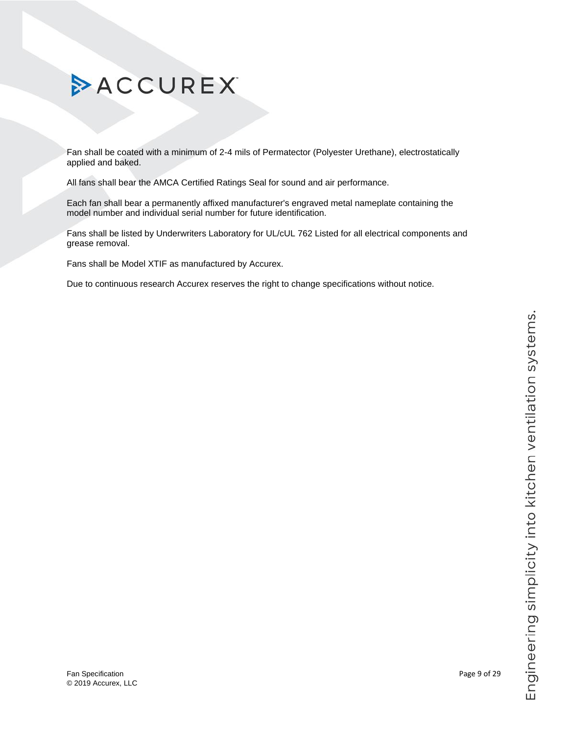Fan shall be coated with a minimum of 2-4 mils of Permatector (Polyester Urethane), electrostatically applied and baked.

All fans shall bear the AMCA Certified Ratings Seal for sound and air performance.

Each fan shall bear a permanently affixed manufacturer's engraved metal nameplate containing the model number and individual serial number for future identification.

Fans shall be listed by Underwriters Laboratory for UL/cUL 762 Listed for all electrical components and grease removal.

Fans shall be Model XTIF as manufactured by Accurex.

Due to continuous research Accurex reserves the right to change specifications without notice.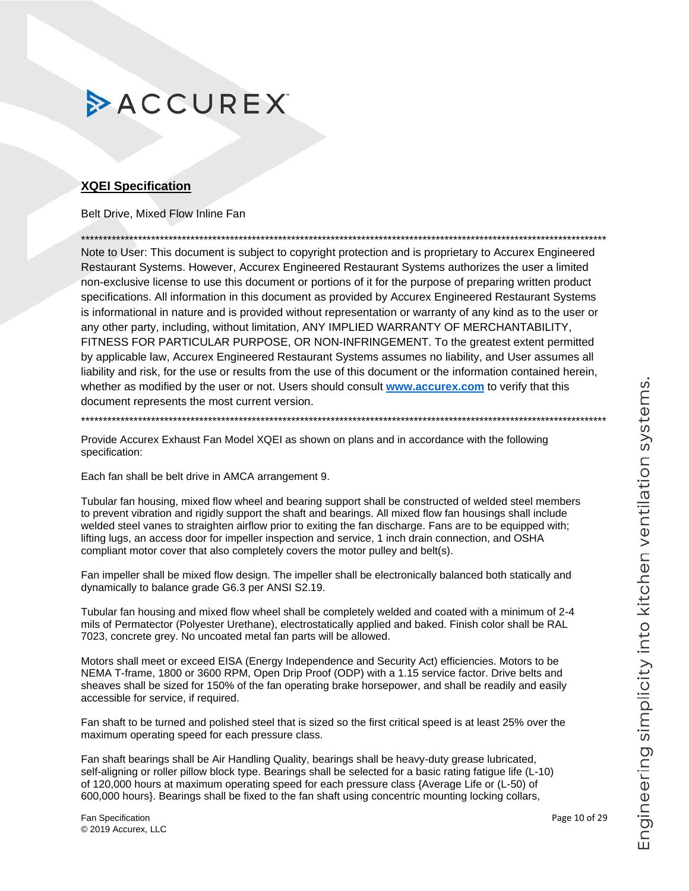## XQEI Specification

Belt Drive, Mixed Flow Inline Fan

*******************************************************************************************************************************

Note to User: This document is subject to copyright protection and is proprietary to Accurex Engineered Restaurant Systems. However, Accurex Engineered Restaurant Systems authorizes the user a limited non-exclusive license to use this document or portions of it for the purpose of preparing written product specifications. All information in this document as provided by Accurex Engineered Restaurant Systems is informational in nature and is provided without representation or warranty of any kind as to the user or any other party, including, without limitation, ANY IMPLIED WARRANTY OF MERCHANTABILITY, FITNESS FOR PARTICULAR PURPOSE, OR NON-INFRINGEMENT. To the greatest extent permitted by applicable law, Accurex Engineered Restaurant Systems assumes no liability, and User assumes all liability and risk, for the use or results from the use of this document or the information contained herein, whether as modified by the user or not. Users should consult **www.accurex.com** to verify that this document represents the most current version.

*******************************************************************************************************************************

Provide Accurex Exhaust Fan Model XQEI as shown on plans and in accordance with the following specification:

Each fan shall be belt drive in AMCA arrangement 9.

Tubular fan housing, mixed flow wheel and bearing support shall be constructed of welded steel members to prevent vibration and rigidly support the shaft and bearings. All mixed flow fan housings shall include welded steel vanes to straighten airflow prior to exiting the fan discharge. Fans are to be equipped with; lifting lugs, an access door for impeller inspection and service, 1 inch drain connection, and OSHA compliant motor cover that also completely covers the motor pulley and belt(s).

Fan impeller shall be mixed flow design. The impeller shall be electronically balanced both statically and dynamically to balance grade G6.3 per ANSI S2.19.

Tubular fan housing and mixed flow wheel shall be completely welded and coated with a minimum of 2-4 mils of Permatector (Polyester Urethane), electrostatically applied and baked. Finish color shall be RAL 7023, concrete grey. No uncoated metal fan parts will be allowed.

Motors shall meet or exceed EISA (Energy Independence and Security Act) efficiencies. Motors to be NEMA T-frame, 1800 or 3600 RPM, Open Drip Proof (ODP) with a 1.15 service factor. Drive belts and sheaves shall be sized for 150% of the fan operating brake horsepower, and shall be readily and easily accessible for service, if required.

Fan shaft to be turned and polished steel that is sized so the first critical speed is at least 25% over the maximum operating speed for each pressure class.

Fan shaft bearings shall be Air Handling Quality, bearings shall be heavy-duty grease lubricated, self-aligning or roller pillow block type. Bearings shall be selected for a basic rating fatigue life (L-10) of 120,000 hours at maximum operating speed for each pressure class {Average Life or (L-50) of 600,000 hours}. Bearings shall be fixed to the fan shaft using concentric mounting locking collars,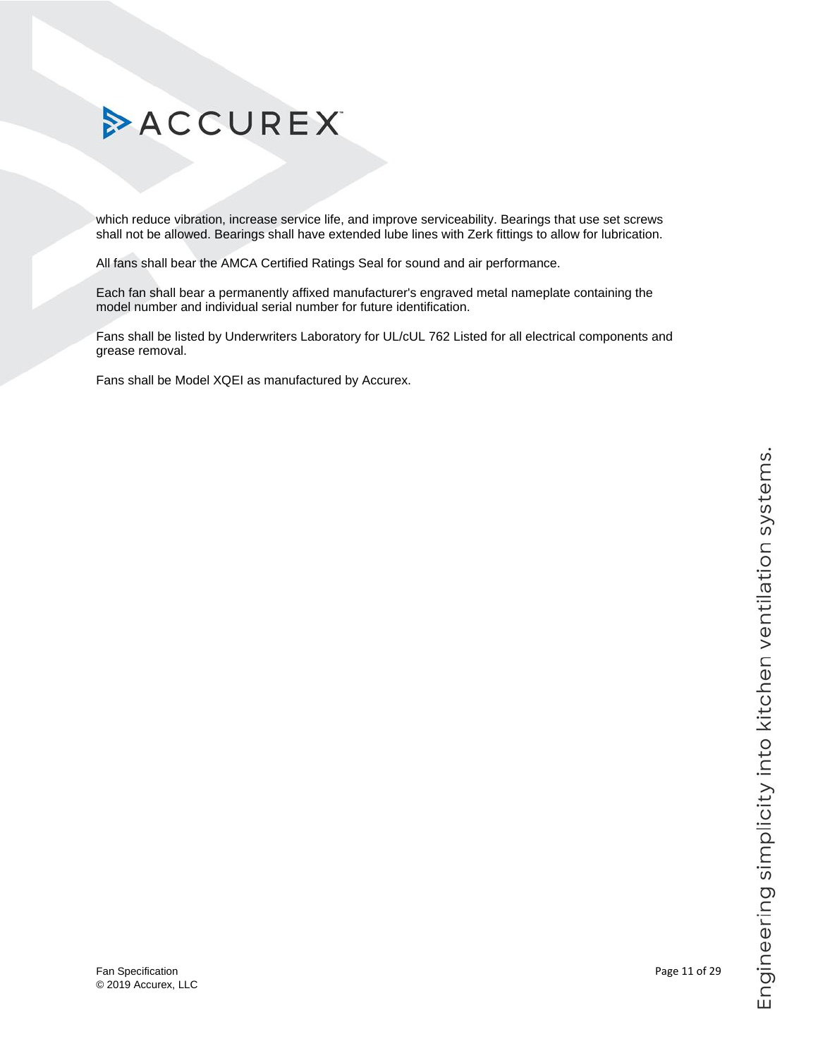which reduce vibration, increase service life, and improve serviceability. Bearings that use set screws shall not be allowed. Bearings shall have extended lube lines with Zerk fittings to allow for lubrication.

All fans shall bear the AMCA Certified Ratings Seal for sound and air performance.

Each fan shall bear a permanently affixed manufacturer's engraved metal nameplate containing the model number and individual serial number for future identification.

Fans shall be listed by Underwriters Laboratory for UL/cUL 762 Listed for all electrical components and grease removal.

Fans shall be Model XQEI as manufactured by Accurex.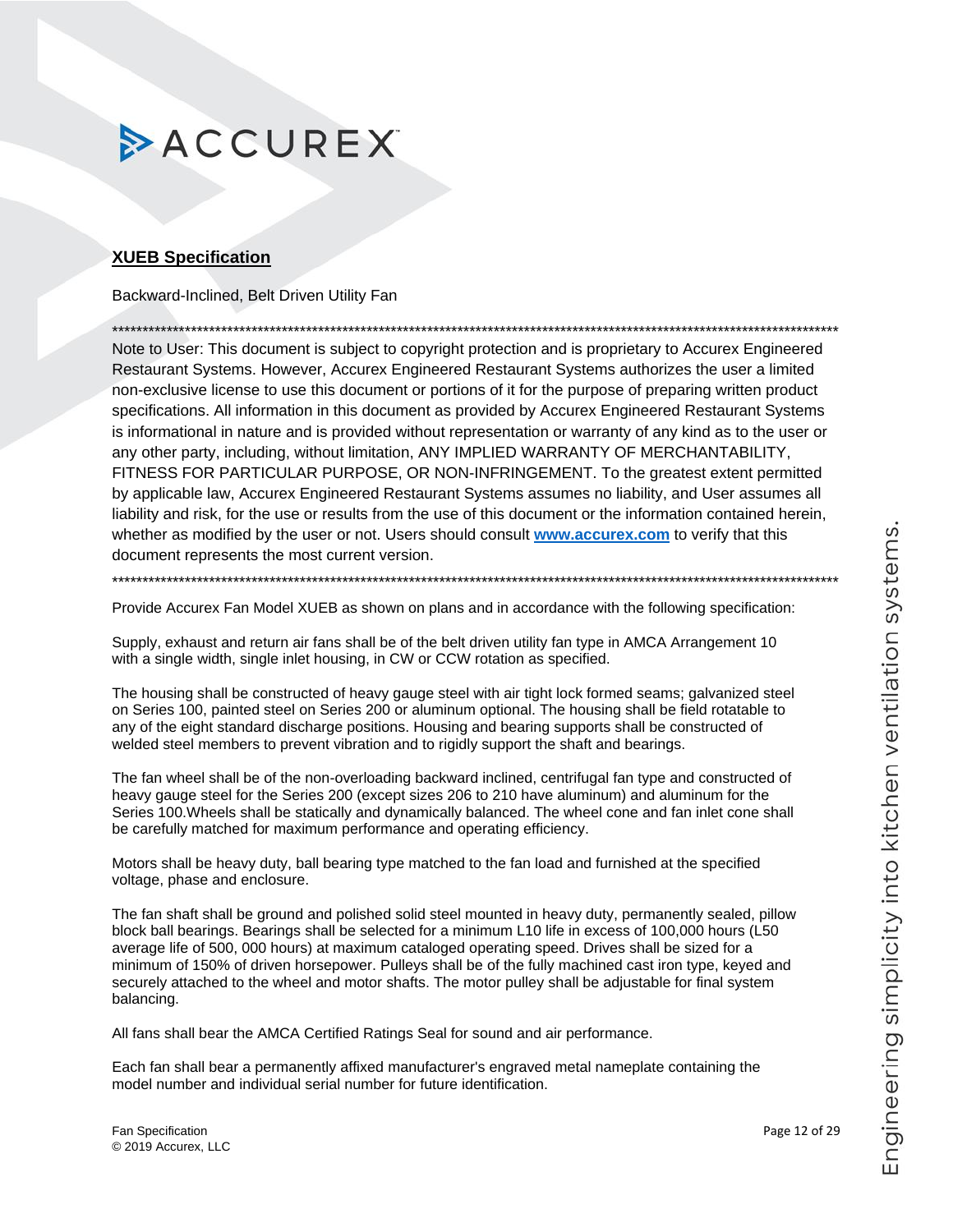## XUEB Specification

Backward-Inclined, Belt Driven Utility Fan

************************************************************************************************************************

Note to User: This document is subject to copyright protection and is proprietary to Accurex Engineered Restaurant Systems. However, Accurex Engineered Restaurant Systems authorizes the user a limited non-exclusive license to use this document or portions of it for the purpose of preparing written product specifications. All information in this document as provided by Accurex Engineered Restaurant Systems is informational in nature and is provided without representation or warranty of any kind as to the user or any other party, including, without limitation, ANY IMPLIED WARRANTY OF MERCHANTABILITY, FITNESS FOR PARTICULAR PURPOSE, OR NON-INFRINGEMENT. To the greatest extent permitted by applicable law, Accurex Engineered Restaurant Systems assumes no liability, and User assumes all liability and risk, for the use or results from the use of this document or the information contained herein, whether as modified by the user or not. Users should consult **www.accurex.com** to verify that this document represents the most current version.

************************************************************************************************************************

Provide Accurex Fan Model XUEB as shown on plans and in accordance with the following specification:

Supply, exhaust and return air fans shall be of the belt driven utility fan type in AMCA Arrangement 10 with a single width, single inlet housing, in CW or CCW rotation as specified.

The housing shall be constructed of heavy gauge steel with air tight lock formed seams; galvanized steel on Series 100, painted steel on Series 200 or aluminum optional. The housing shall be field rotatable to any of the eight standard discharge positions. Housing and bearing supports shall be constructed of welded steel members to prevent vibration and to rigidly support the shaft and bearings.

The fan wheel shall be of the non-overloading backward inclined, centrifugal fan type and constructed of heavy gauge steel for the Series 200 (except sizes 206 to 210 have aluminum) and aluminum for the Series 100.Wheels shall be statically and dynamically balanced. The wheel cone and fan inlet cone shall be carefully matched for maximum performance and operating efficiency.

Motors shall be heavy duty, ball bearing type matched to the fan load and furnished at the specified voltage, phase and enclosure.

The fan shaft shall be ground and polished solid steel mounted in heavy duty, permanently sealed, pillow block ball bearings. Bearings shall be selected for a minimum L10 life in excess of 100,000 hours (L50 average life of 500, 000 hours) at maximum cataloged operating speed. Drives shall be sized for a minimum of 150% of driven horsepower. Pulleys shall be of the fully machined cast iron type, keyed and securely attached to the wheel and motor shafts. The motor pulley shall be adjustable for final system balancing.

All fans shall bear the AMCA Certified Ratings Seal for sound and air performance.

Each fan shall bear a permanently affixed manufacturer's engraved metal nameplate containing the model number and individual serial number for future identification.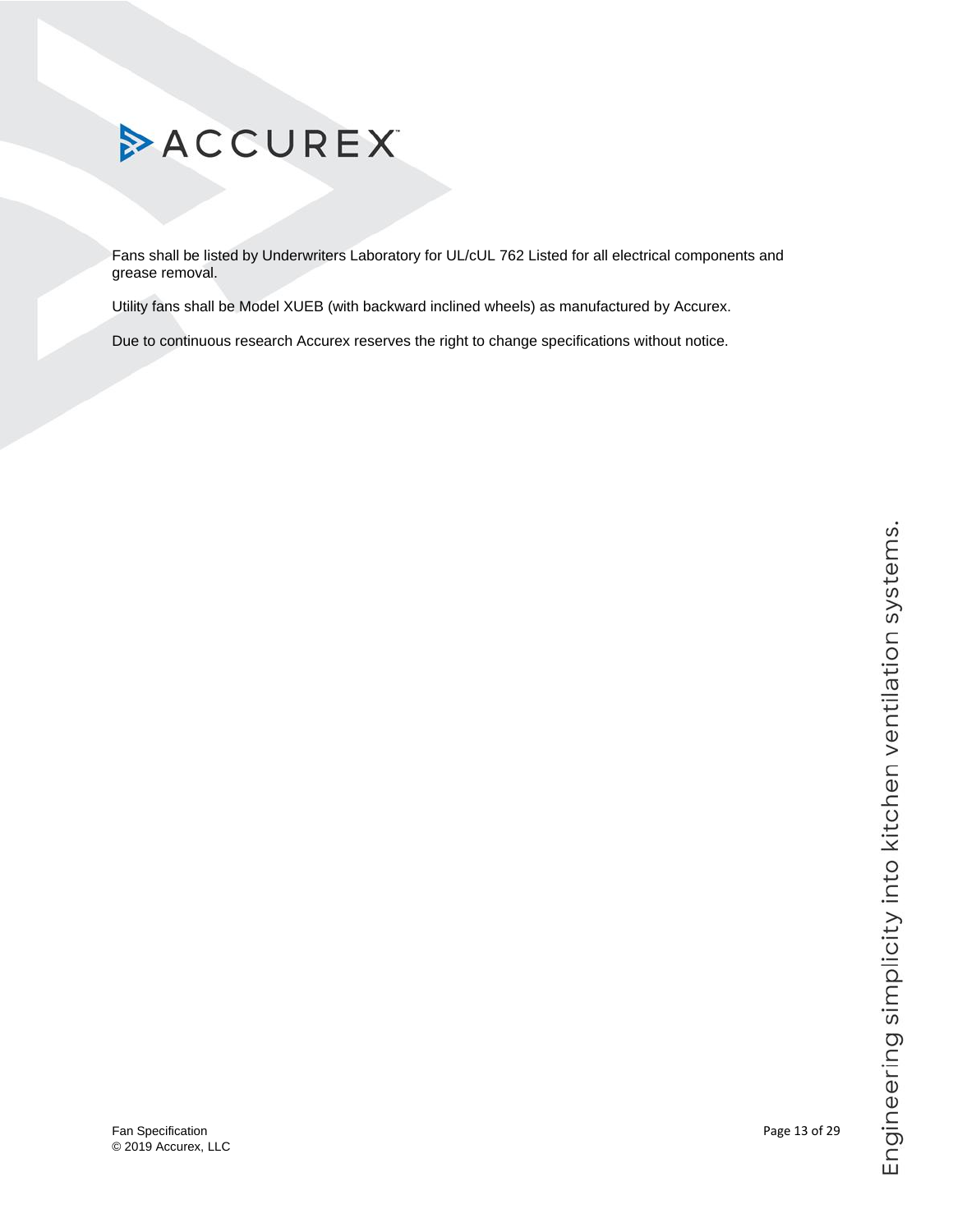Fans shall be listed by Underwriters Laboratory for UL/cUL 762 Listed for all electrical components and grease removal.

Utility fans shall be Model XUEB (with backward inclined wheels) as manufactured by Accurex.

Due to continuous research Accurex reserves the right to change specifications without notice.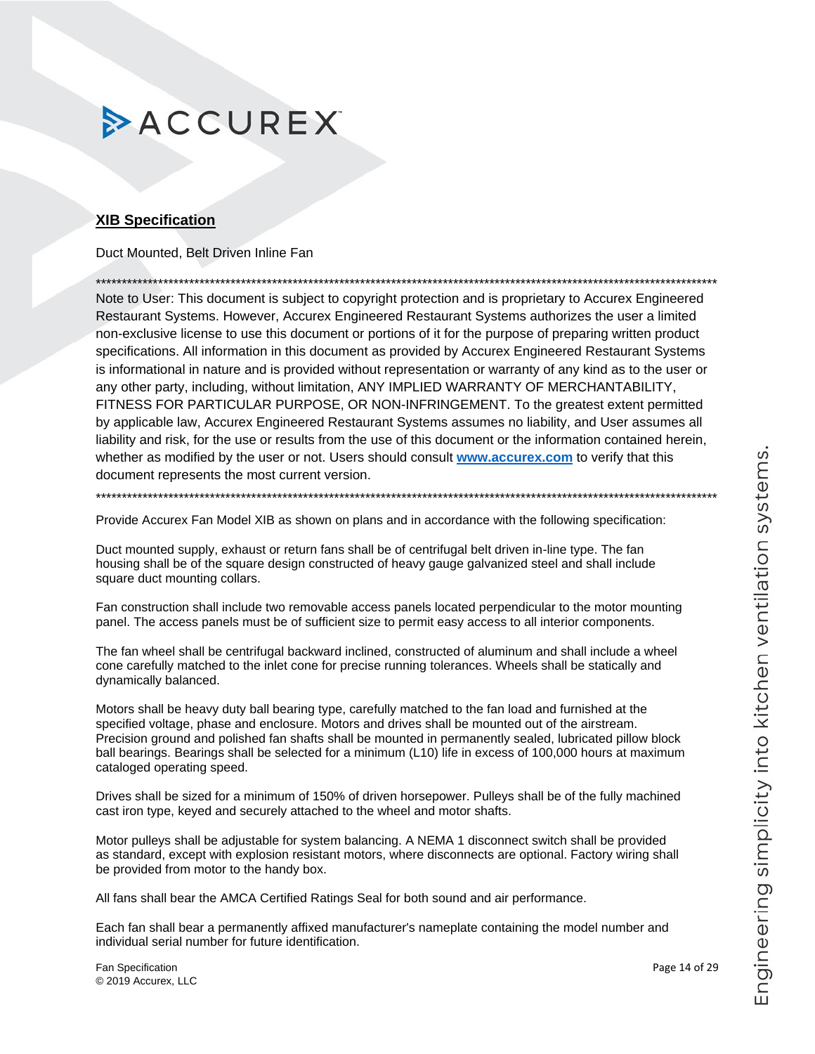**XIB Specification**

Duct Mounted, Belt Driven Inline Fan

*****************************************************************************************************************************

Note to User: This document is subject to copyright protection and is proprietary to Accurex Engineered Restaurant Systems. However, Accurex Engineered Restaurant Systems authorizes the user a limited non-exclusive license to use this document or portions of it for the purpose of preparing written product specifications. All information in this document as provided by Accurex Engineered Restaurant Systems is informational in nature and is provided without representation or warranty of any kind as to the user or any other party, including, without limitation, ANY IMPLIED WARRANTY OF MERCHANTABILITY, FITNESS FOR PARTICULAR PURPOSE, OR NON-INFRINGEMENT. To the greatest extent permitted by applicable law, Accurex Engineered Restaurant Systems assumes no liability, and User assumes all liability and risk, for the use or results from the use of this document or the information contained herein, whether as modified by the user or not. Users should consult **www.accurex.com** to verify that this document represents the most current version.

*****************************************************************************************************************************

Provide Accurex Fan Model XIB as shown on plans and in accordance with the following specification:

Duct mounted supply, exhaust or return fans shall be of centrifugal belt driven in-line type. The fan housing shall be of the square design constructed of heavy gauge galvanized steel and shall include square duct mounting collars.

Fan construction shall include two removable access panels located perpendicular to the motor mounting panel. The access panels must be of sufficient size to permit easy access to all interior components.

The fan wheel shall be centrifugal backward inclined, constructed of aluminum and shall include a wheel cone carefully matched to the inlet cone for precise running tolerances. Wheels shall be statically and dynamically balanced.

Motors shall be heavy duty ball bearing type, carefully matched to the fan load and furnished at the specified voltage, phase and enclosure. Motors and drives shall be mounted out of the airstream. Precision ground and polished fan shafts shall be mounted in permanently sealed, lubricated pillow block ball bearings. Bearings shall be selected for a minimum (L10) life in excess of 100,000 hours at maximum cataloged operating speed.

Drives shall be sized for a minimum of 150% of driven horsepower. Pulleys shall be of the fully machined cast iron type, keyed and securely attached to the wheel and motor shafts.

Motor pulleys shall be adjustable for system balancing. A NEMA 1 disconnect switch shall be provided as standard, except with explosion resistant motors, where disconnects are optional. Factory wiring shall be provided from motor to the handy box.

All fans shall bear the AMCA Certified Ratings Seal for both sound and air performance.

Each fan shall bear a permanently affixed manufacturer's nameplate containing the model number and individual serial number for future identification.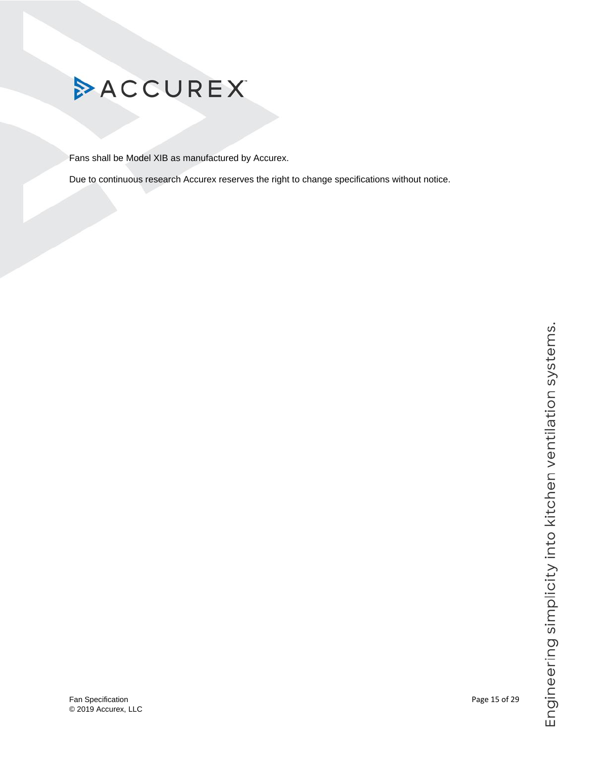Fans shall be Model XIB as manufactured by Accurex.

Due to continuous research Accurex reserves the right to change specifications without notice.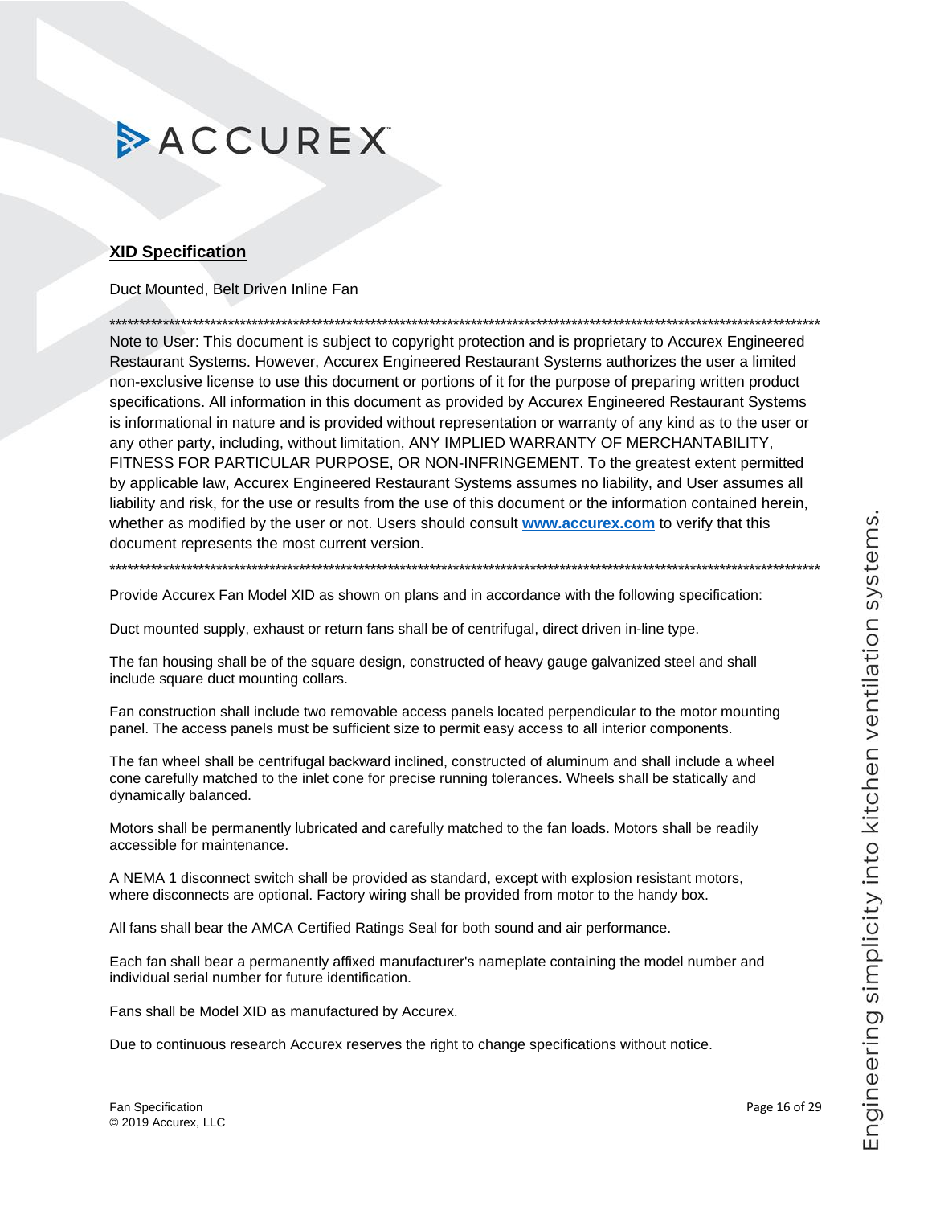## XID Specification

Duct Mounted, Belt Driven Inline Fan

**************************************************************************************************************************

Note to User: This document is subject to copyright protection and is proprietary to Accurex Engineered Restaurant Systems. However, Accurex Engineered Restaurant Systems authorizes the user a limited non-exclusive license to use this document or portions of it for the purpose of preparing written product specifications. All information in this document as provided by Accurex Engineered Restaurant Systems is informational in nature and is provided without representation or warranty of any kind as to the user or any other party, including, without limitation, ANY IMPLIED WARRANTY OF MERCHANTABILITY, FITNESS FOR PARTICULAR PURPOSE, OR NON-INFRINGEMENT. To the greatest extent permitted by applicable law, Accurex Engineered Restaurant Systems assumes no liability, and User assumes all liability and risk, for the use or results from the use of this document or the information contained herein, whether as modified by the user or not. Users should consult **www.accurex.com** to verify that this document represents the most current version.

**************************************************************************************************************************

Provide Accurex Fan Model XID as shown on plans and in accordance with the following specification:

Duct mounted supply, exhaust or return fans shall be of centrifugal, direct driven in-line type.

The fan housing shall be of the square design, constructed of heavy gauge galvanized steel and shall include square duct mounting collars.

Fan construction shall include two removable access panels located perpendicular to the motor mounting panel. The access panels must be sufficient size to permit easy access to all interior components.

The fan wheel shall be centrifugal backward inclined, constructed of aluminum and shall include a wheel cone carefully matched to the inlet cone for precise running tolerances. Wheels shall be statically and dynamically balanced.

Motors shall be permanently lubricated and carefully matched to the fan loads. Motors shall be readily accessible for maintenance.

A NEMA 1 disconnect switch shall be provided as standard, except with explosion resistant motors, where disconnects are optional. Factory wiring shall be provided from motor to the handy box.

All fans shall bear the AMCA Certified Ratings Seal for both sound and air performance.

Each fan shall bear a permanently affixed manufacturer's nameplate containing the model number and individual serial number for future identification.

Fans shall be Model XID as manufactured by Accurex.

Due to continuous research Accurex reserves the right to change specifications without notice.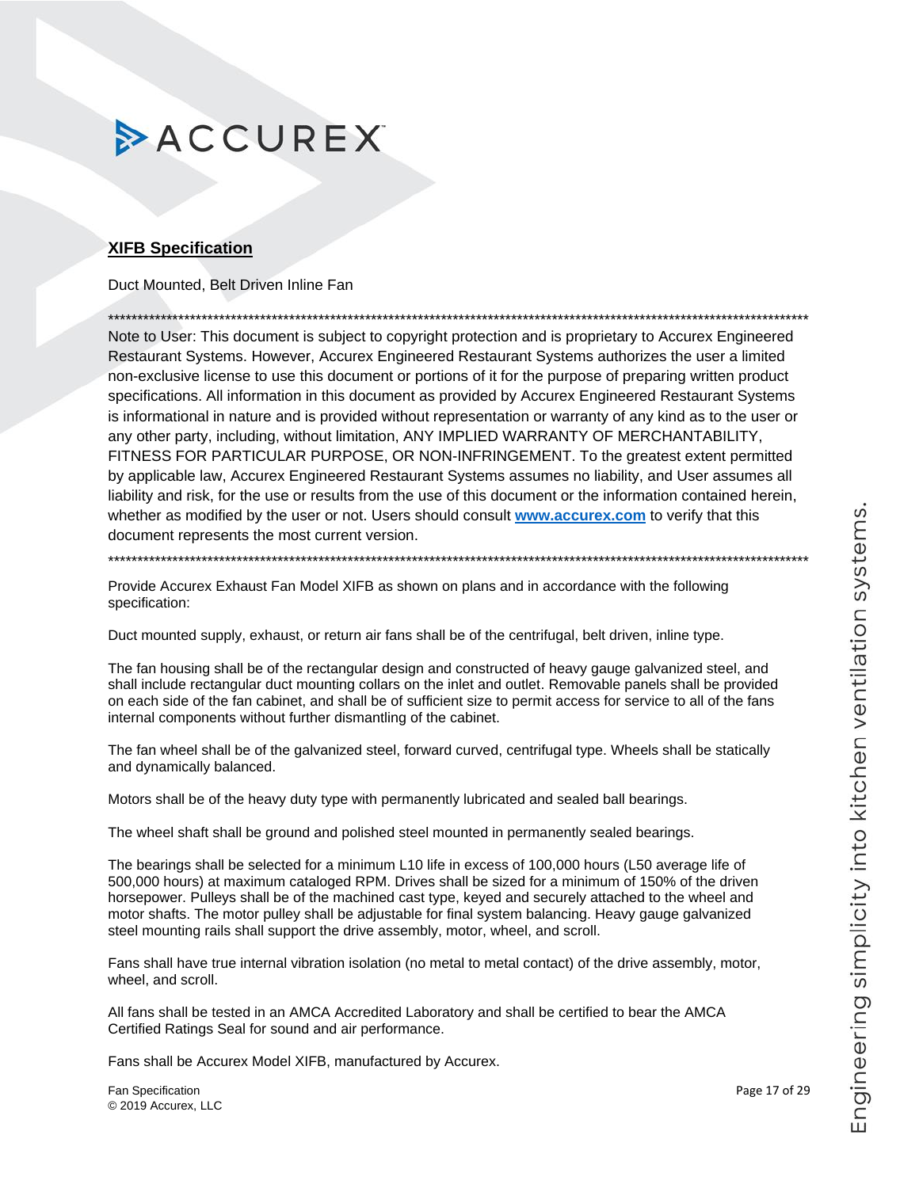## XIFB Specification

Duct Mounted, Belt Driven Inline Fan

************************************************************************************************************************

Note to User: This document is subject to copyright protection and is proprietary to Accurex Engineered Restaurant Systems. However, Accurex Engineered Restaurant Systems authorizes the user a limited non-exclusive license to use this document or portions of it for the purpose of preparing written product specifications. All information in this document as provided by Accurex Engineered Restaurant Systems is informational in nature and is provided without representation or warranty of any kind as to the user or any other party, including, without limitation, ANY IMPLIED WARRANTY OF MERCHANTABILITY, FITNESS FOR PARTICULAR PURPOSE, OR NON-INFRINGEMENT. To the greatest extent permitted by applicable law, Accurex Engineered Restaurant Systems assumes no liability, and User assumes all liability and risk, for the use or results from the use of this document or the information contained herein, whether as modified by the user or not. Users should consult **www.accurex.com** to verify that this document represents the most current version.

************************************************************************************************************************

Provide Accurex Exhaust Fan Model XIFB as shown on plans and in accordance with the following specification:

Duct mounted supply, exhaust, or return air fans shall be of the centrifugal, belt driven, inline type.

The fan housing shall be of the rectangular design and constructed of heavy gauge galvanized steel, and shall include rectangular duct mounting collars on the inlet and outlet. Removable panels shall be provided on each side of the fan cabinet, and shall be of sufficient size to permit access for service to all of the fans internal components without further dismantling of the cabinet.

The fan wheel shall be of the galvanized steel, forward curved, centrifugal type. Wheels shall be statically and dynamically balanced.

Motors shall be of the heavy duty type with permanently lubricated and sealed ball bearings.

The wheel shaft shall be ground and polished steel mounted in permanently sealed bearings.

The bearings shall be selected for a minimum L10 life in excess of 100,000 hours (L50 average life of 500,000 hours) at maximum cataloged RPM. Drives shall be sized for a minimum of 150% of the driven horsepower. Pulleys shall be of the machined cast type, keyed and securely attached to the wheel and motor shafts. The motor pulley shall be adjustable for final system balancing. Heavy gauge galvanized steel mounting rails shall support the drive assembly, motor, wheel, and scroll.

Fans shall have true internal vibration isolation (no metal to metal contact) of the drive assembly, motor, wheel, and scroll.

All fans shall be tested in an AMCA Accredited Laboratory and shall be certified to bear the AMCA Certified Ratings Seal for sound and air performance.

Fans shall be Accurex Model XIFB, manufactured by Accurex.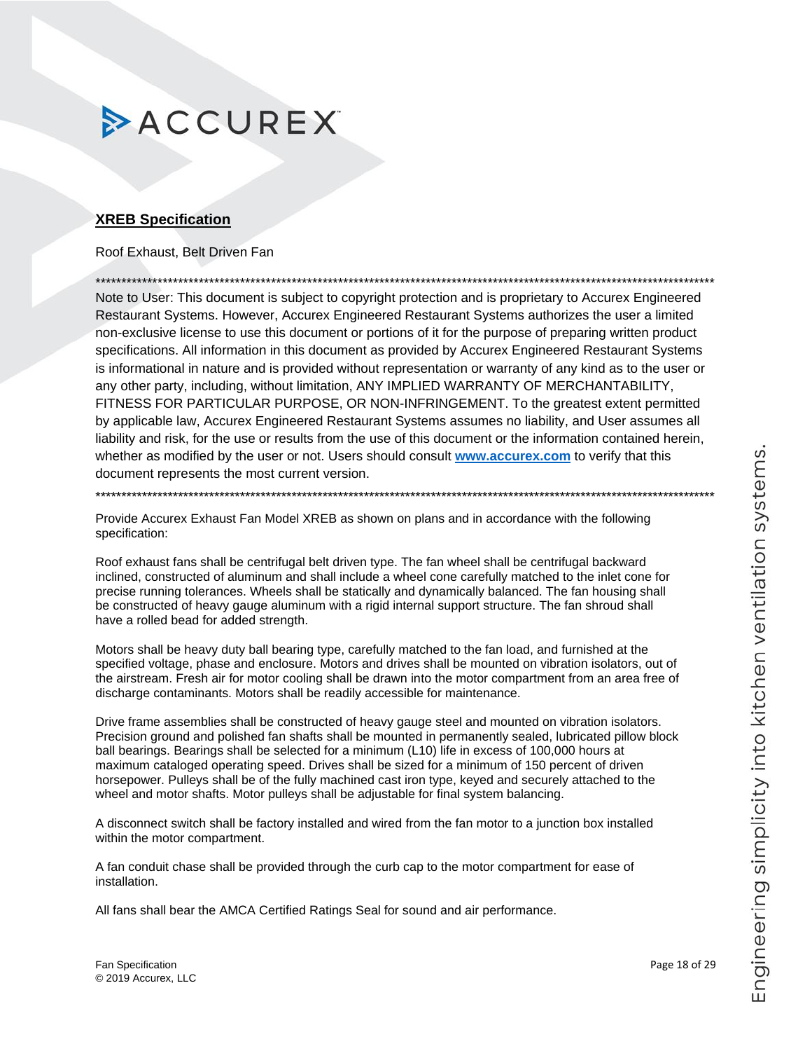ACCUREX

## XREB Specification

Roof Exhaust, Belt Driven Fan

**************************************************************************************************************************

Note to User: This document is subject to copyright protection and is proprietary to Accurex Engineered Restaurant Systems. However, Accurex Engineered Restaurant Systems authorizes the user a limited non-exclusive license to use this document or portions of it for the purpose of preparing written product specifications. All information in this document as provided by Accurex Engineered Restaurant Systems is informational in nature and is provided without representation or warranty of any kind as to the user or any other party, including, without limitation, ANY IMPLIED WARRANTY OF MERCHANTABILITY, FITNESS FOR PARTICULAR PURPOSE, OR NON-INFRINGEMENT. To the greatest extent permitted by applicable law, Accurex Engineered Restaurant Systems assumes no liability, and User assumes all liability and risk, for the use or results from the use of this document or the information contained herein, whether as modified by the user or not. Users should consult **www.accurex.com** to verify that this document represents the most current version.

**************************************************************************************************************************

Provide Accurex Exhaust Fan Model XREB as shown on plans and in accordance with the following specification:

Roof exhaust fans shall be centrifugal belt driven type. The fan wheel shall be centrifugal backward inclined, constructed of aluminum and shall include a wheel cone carefully matched to the inlet cone for precise running tolerances. Wheels shall be statically and dynamically balanced. The fan housing shall be constructed of heavy gauge aluminum with a rigid internal support structure. The fan shroud shall have a rolled bead for added strength.

Motors shall be heavy duty ball bearing type, carefully matched to the fan load, and furnished at the specified voltage, phase and enclosure. Motors and drives shall be mounted on vibration isolators, out of the airstream. Fresh air for motor cooling shall be drawn into the motor compartment from an area free of discharge contaminants. Motors shall be readily accessible for maintenance.

Drive frame assemblies shall be constructed of heavy gauge steel and mounted on vibration isolators. Precision ground and polished fan shafts shall be mounted in permanently sealed, lubricated pillow block ball bearings. Bearings shall be selected for a minimum (L10) life in excess of 100,000 hours at maximum cataloged operating speed. Drives shall be sized for a minimum of 150 percent of driven horsepower. Pulleys shall be of the fully machined cast iron type, keyed and securely attached to the wheel and motor shafts. Motor pulleys shall be adjustable for final system balancing.

A disconnect switch shall be factory installed and wired from the fan motor to a junction box installed within the motor compartment.

A fan conduit chase shall be provided through the curb cap to the motor compartment for ease of installation.

All fans shall bear the AMCA Certified Ratings Seal for sound and air performance.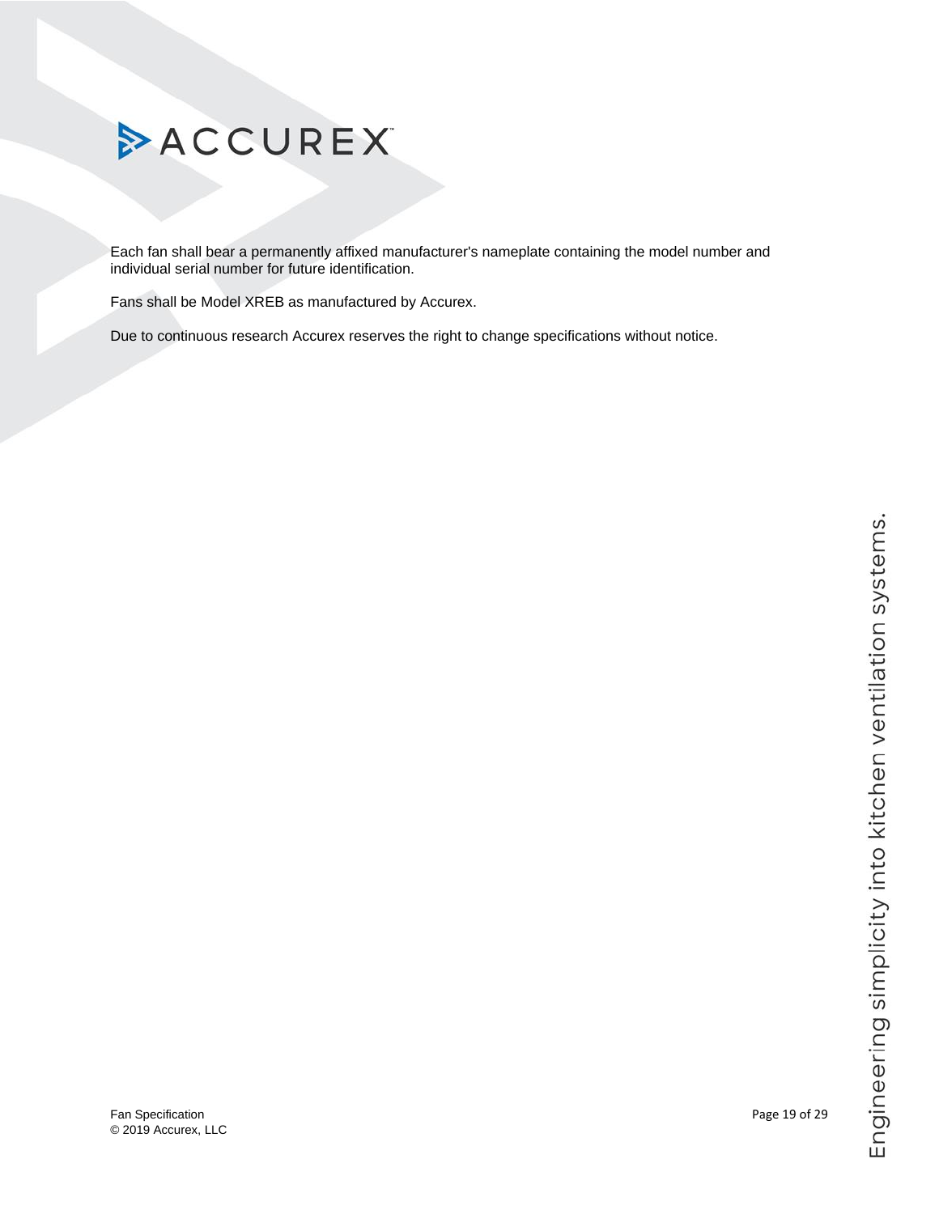Each fan shall bear a permanently affixed manufacturer's nameplate containing the model number and individual serial number for future identification.

Fans shall be Model XREB as manufactured by Accurex.

Due to continuous research Accurex reserves the right to change specifications without notice.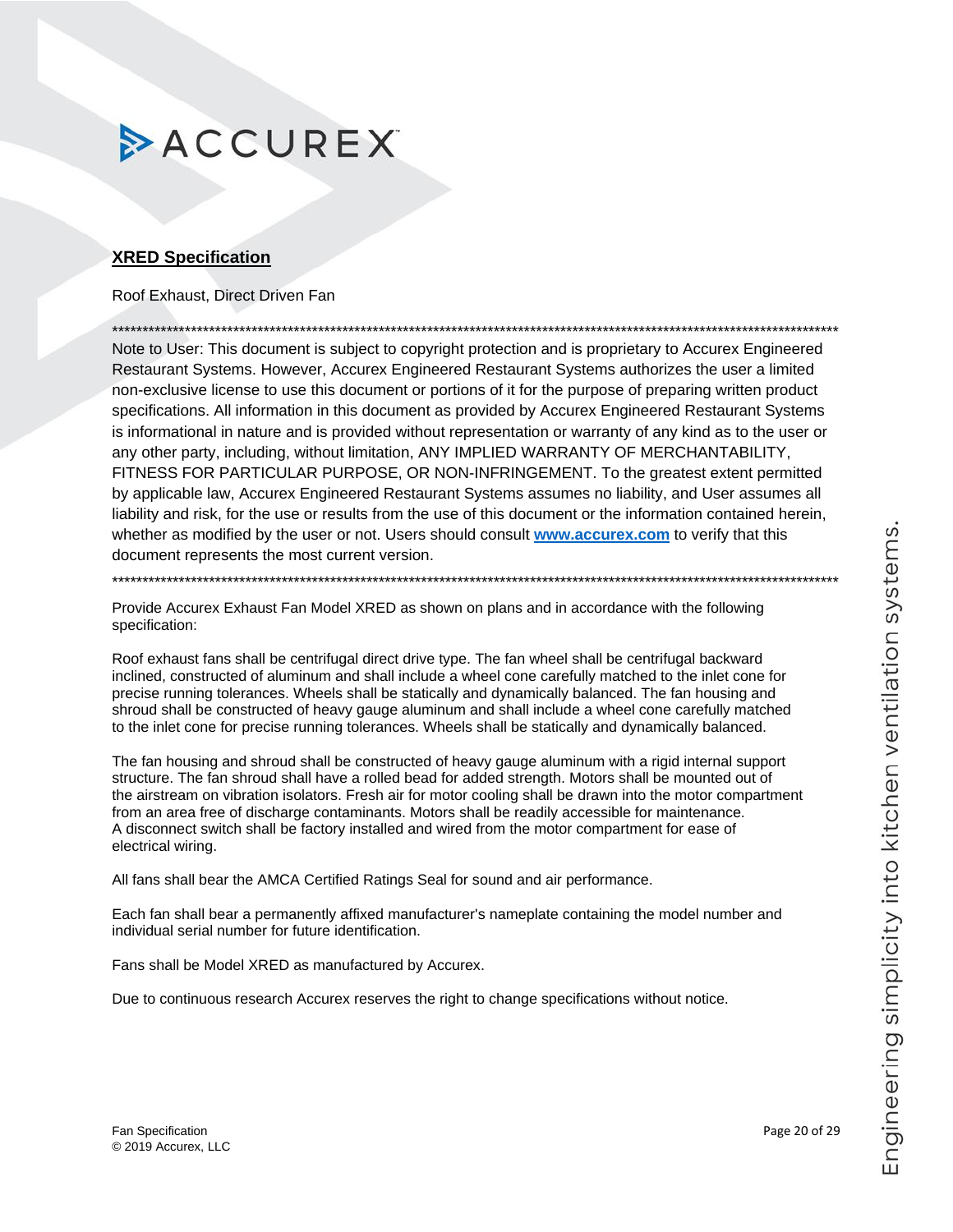## XRED Specification

Roof Exhaust, Direct Driven Fan

*****************************************************************************************************************************

Note to User: This document is subject to copyright protection and is proprietary to Accurex Engineered Restaurant Systems. However, Accurex Engineered Restaurant Systems authorizes the user a limited non-exclusive license to use this document or portions of it for the purpose of preparing written product specifications. All information in this document as provided by Accurex Engineered Restaurant Systems is informational in nature and is provided without representation or warranty of any kind as to the user or any other party, including, without limitation, ANY IMPLIED WARRANTY OF MERCHANTABILITY, FITNESS FOR PARTICULAR PURPOSE, OR NON-INFRINGEMENT. To the greatest extent permitted by applicable law, Accurex Engineered Restaurant Systems assumes no liability, and User assumes all liability and risk, for the use or results from the use of this document or the information contained herein, whether as modified by the user or not. Users should consult **www.accurex.com** to verify that this document represents the most current version.

*****************************************************************************************************************************

Provide Accurex Exhaust Fan Model XRED as shown on plans and in accordance with the following specification:

Roof exhaust fans shall be centrifugal direct drive type. The fan wheel shall be centrifugal backward inclined, constructed of aluminum and shall include a wheel cone carefully matched to the inlet cone for precise running tolerances. Wheels shall be statically and dynamically balanced. The fan housing and shroud shall be constructed of heavy gauge aluminum and shall include a wheel cone carefully matched to the inlet cone for precise running tolerances. Wheels shall be statically and dynamically balanced.

The fan housing and shroud shall be constructed of heavy gauge aluminum with a rigid internal support structure. The fan shroud shall have a rolled bead for added strength. Motors shall be mounted out of the airstream on vibration isolators. Fresh air for motor cooling shall be drawn into the motor compartment from an area free of discharge contaminants. Motors shall be readily accessible for maintenance. A disconnect switch shall be factory installed and wired from the motor compartment for ease of electrical wiring.

All fans shall bear the AMCA Certified Ratings Seal for sound and air performance.

Each fan shall bear a permanently affixed manufacturer's nameplate containing the model number and individual serial number for future identification.

Fans shall be Model XRED as manufactured by Accurex.

Due to continuous research Accurex reserves the right to change specifications without notice.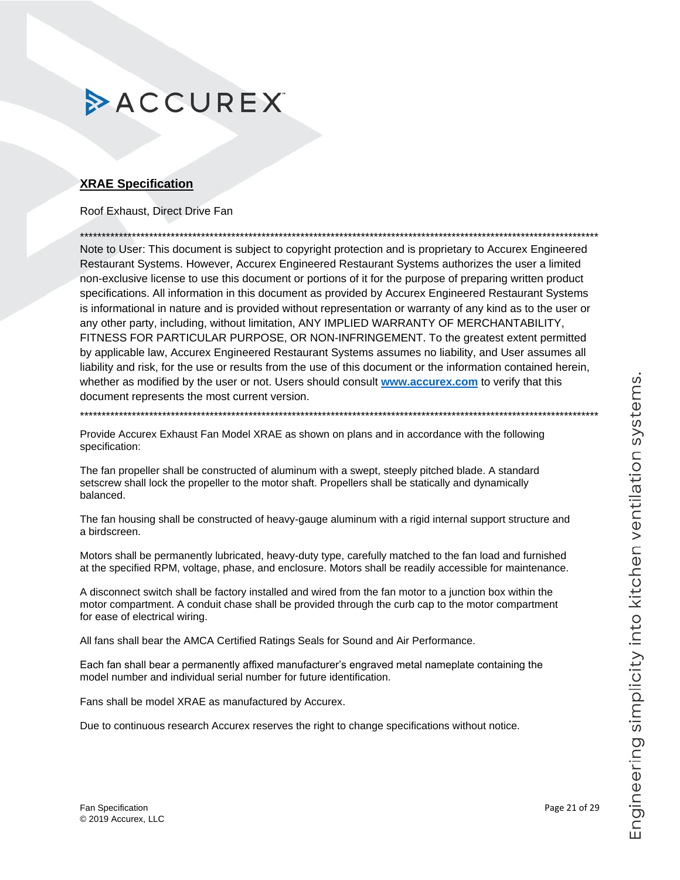ACCUREX

## XRAE Specification

Roof Exhaust, Direct Drive Fan

************************************************************************************************************************

Note to User: This document is subject to copyright protection and is proprietary to Accurex Engineered Restaurant Systems. However, Accurex Engineered Restaurant Systems authorizes the user a limited non-exclusive license to use this document or portions of it for the purpose of preparing written product specifications. All information in this document as provided by Accurex Engineered Restaurant Systems is informational in nature and is provided without representation or warranty of any kind as to the user or any other party, including, without limitation, ANY IMPLIED WARRANTY OF MERCHANTABILITY, FITNESS FOR PARTICULAR PURPOSE, OR NON-INFRINGEMENT. To the greatest extent permitted by applicable law, Accurex Engineered Restaurant Systems assumes no liability, and User assumes all liability and risk, for the use or results from the use of this document or the information contained herein, whether as modified by the user or not. Users should consult **www.accurex.com** to verify that this document represents the most current version.

************************************************************************************************************************

Provide Accurex Exhaust Fan Model XRAE as shown on plans and in accordance with the following specification:

The fan propeller shall be constructed of aluminum with a swept, steeply pitched blade. A standard setscrew shall lock the propeller to the motor shaft. Propellers shall be statically and dynamically balanced.

The fan housing shall be constructed of heavy-gauge aluminum with a rigid internal support structure and a birdscreen.

Motors shall be permanently lubricated, heavy-duty type, carefully matched to the fan load and furnished at the specified RPM, voltage, phase, and enclosure. Motors shall be readily accessible for maintenance.

A disconnect switch shall be factory installed and wired from the fan motor to a junction box within the motor compartment. A conduit chase shall be provided through the curb cap to the motor compartment for ease of electrical wiring.

All fans shall bear the AMCA Certified Ratings Seals for Sound and Air Performance.

Each fan shall bear a permanently affixed manufacturer's engraved metal nameplate containing the model number and individual serial number for future identification.

Fans shall be model XRAE as manufactured by Accurex.

Due to continuous research Accurex reserves the right to change specifications without notice.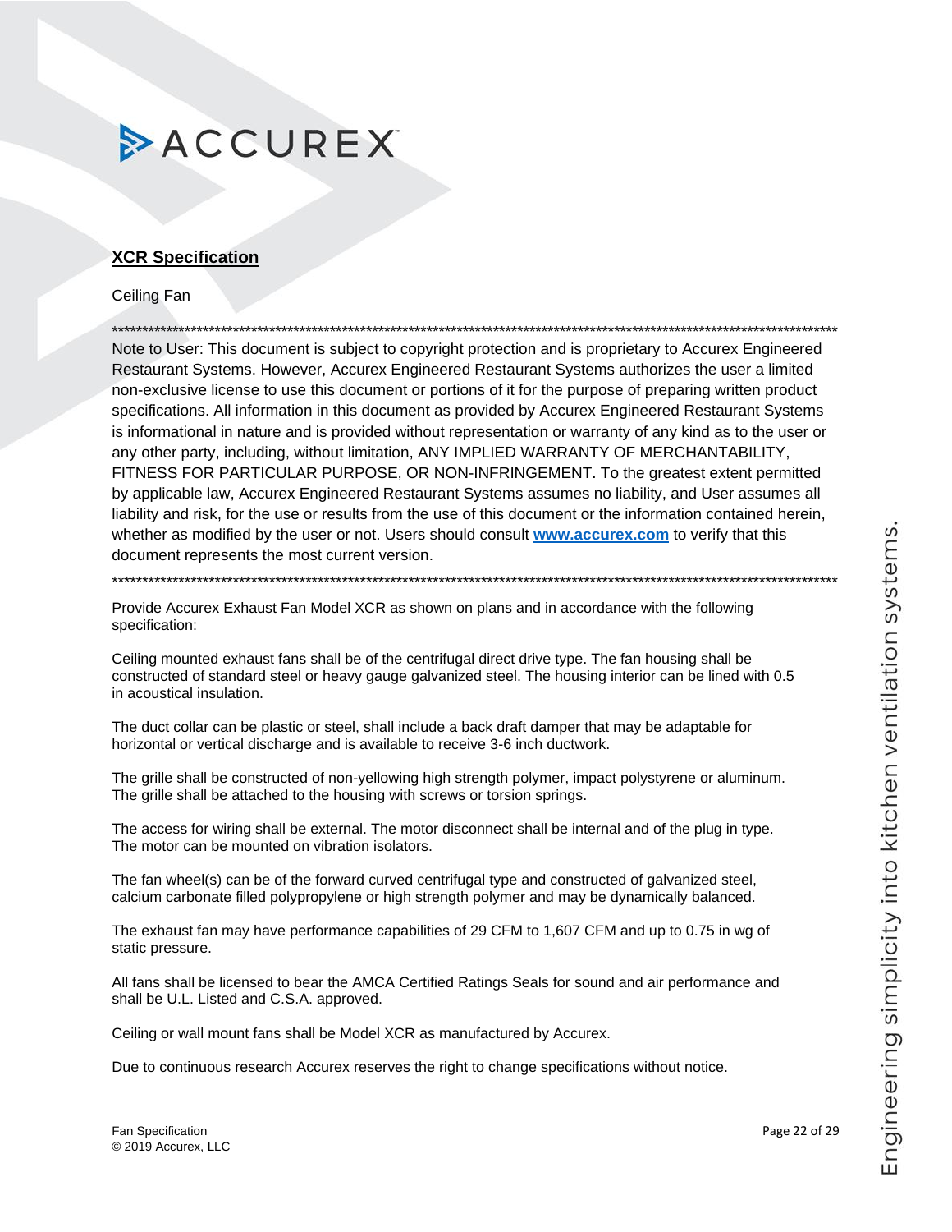## XCR Specification

Ceiling Fan

*****************************************************************************************************************************

Note to User: This document is subject to copyright protection and is proprietary to Accurex Engineered Restaurant Systems. However, Accurex Engineered Restaurant Systems authorizes the user a limited non-exclusive license to use this document or portions of it for the purpose of preparing written product specifications. All information in this document as provided by Accurex Engineered Restaurant Systems is informational in nature and is provided without representation or warranty of any kind as to the user or any other party, including, without limitation, ANY IMPLIED WARRANTY OF MERCHANTABILITY, FITNESS FOR PARTICULAR PURPOSE, OR NON-INFRINGEMENT. To the greatest extent permitted by applicable law, Accurex Engineered Restaurant Systems assumes no liability, and User assumes all liability and risk, for the use or results from the use of this document or the information contained herein, whether as modified by the user or not. Users should consult **[www.accurex.com](http://www.accurex.com)** to verify that this document represents the most current version.

*****************************************************************************************************************************

Provide Accurex Exhaust Fan Model XCR as shown on plans and in accordance with the following specification:

Ceiling mounted exhaust fans shall be of the centrifugal direct drive type. The fan housing shall be constructed of standard steel or heavy gauge galvanized steel. The housing interior can be lined with 0.5 in acoustical insulation.

The duct collar can be plastic or steel, shall include a back draft damper that may be adaptable for horizontal or vertical discharge and is available to receive 3-6 inch ductwork.

The grille shall be constructed of non-yellowing high strength polymer, impact polystyrene or aluminum. The grille shall be attached to the housing with screws or torsion springs.

The access for wiring shall be external. The motor disconnect shall be internal and of the plug in type. The motor can be mounted on vibration isolators.

The fan wheel(s) can be of the forward curved centrifugal type and constructed of galvanized steel, calcium carbonate filled polypropylene or high strength polymer and may be dynamically balanced.

The exhaust fan may have performance capabilities of 29 CFM to 1,607 CFM and up to 0.75 in wg of static pressure.

All fans shall be licensed to bear the AMCA Certified Ratings Seals for sound and air performance and shall be U.L. Listed and C.S.A. approved.

Ceiling or wall mount fans shall be Model XCR as manufactured by Accurex.

Due to continuous research Accurex reserves the right to change specifications without notice.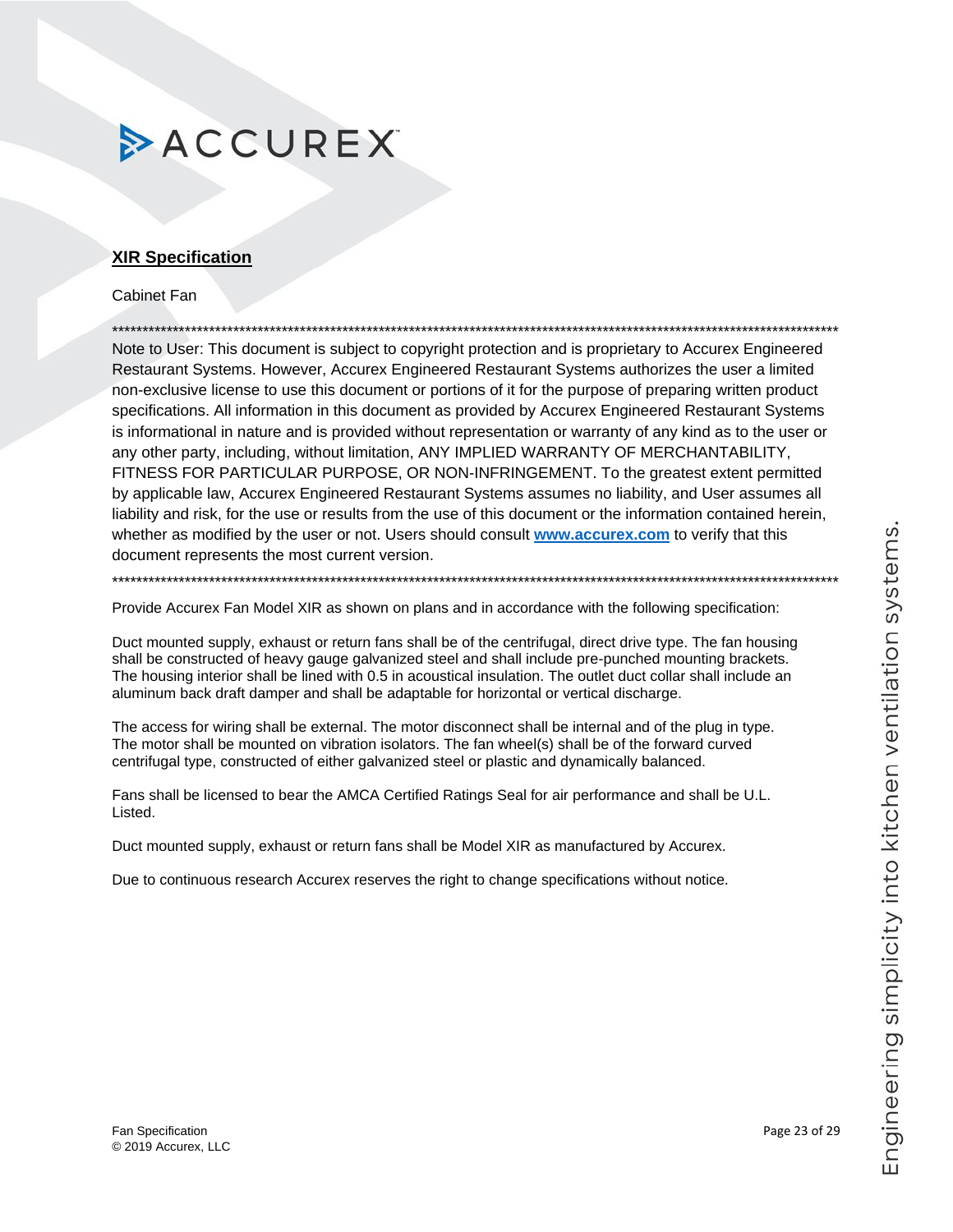ACCUREX

## XIR Specification

Cabinet Fan

************************************************************************************************************************

Note to User: This document is subject to copyright protection and is proprietary to Accurex Engineered Restaurant Systems. However, Accurex Engineered Restaurant Systems authorizes the user a limited non-exclusive license to use this document or portions of it for the purpose of preparing written product specifications. All information in this document as provided by Accurex Engineered Restaurant Systems is informational in nature and is provided without representation or warranty of any kind as to the user or any other party, including, without limitation, ANY IMPLIED WARRANTY OF MERCHANTABILITY, FITNESS FOR PARTICULAR PURPOSE, OR NON-INFRINGEMENT. To the greatest extent permitted by applicable law, Accurex Engineered Restaurant Systems assumes no liability, and User assumes all liability and risk, for the use or results from the use of this document or the information contained herein, whether as modified by the user or not. Users should consult **www.accurex.com** to verify that this document represents the most current version.

************************************************************************************************************************

Provide Accurex Fan Model XIR as shown on plans and in accordance with the following specification:

Duct mounted supply, exhaust or return fans shall be of the centrifugal, direct drive type. The fan housing shall be constructed of heavy gauge galvanized steel and shall include pre-punched mounting brackets. The housing interior shall be lined with 0.5 in acoustical insulation. The outlet duct collar shall include an aluminum back draft damper and shall be adaptable for horizontal or vertical discharge.

The access for wiring shall be external. The motor disconnect shall be internal and of the plug in type. The motor shall be mounted on vibration isolators. The fan wheel(s) shall be of the forward curved centrifugal type, constructed of either galvanized steel or plastic and dynamically balanced.

Fans shall be licensed to bear the AMCA Certified Ratings Seal for air performance and shall be U.L. Listed.

Duct mounted supply, exhaust or return fans shall be Model XIR as manufactured by Accurex.

Due to continuous research Accurex reserves the right to change specifications without notice.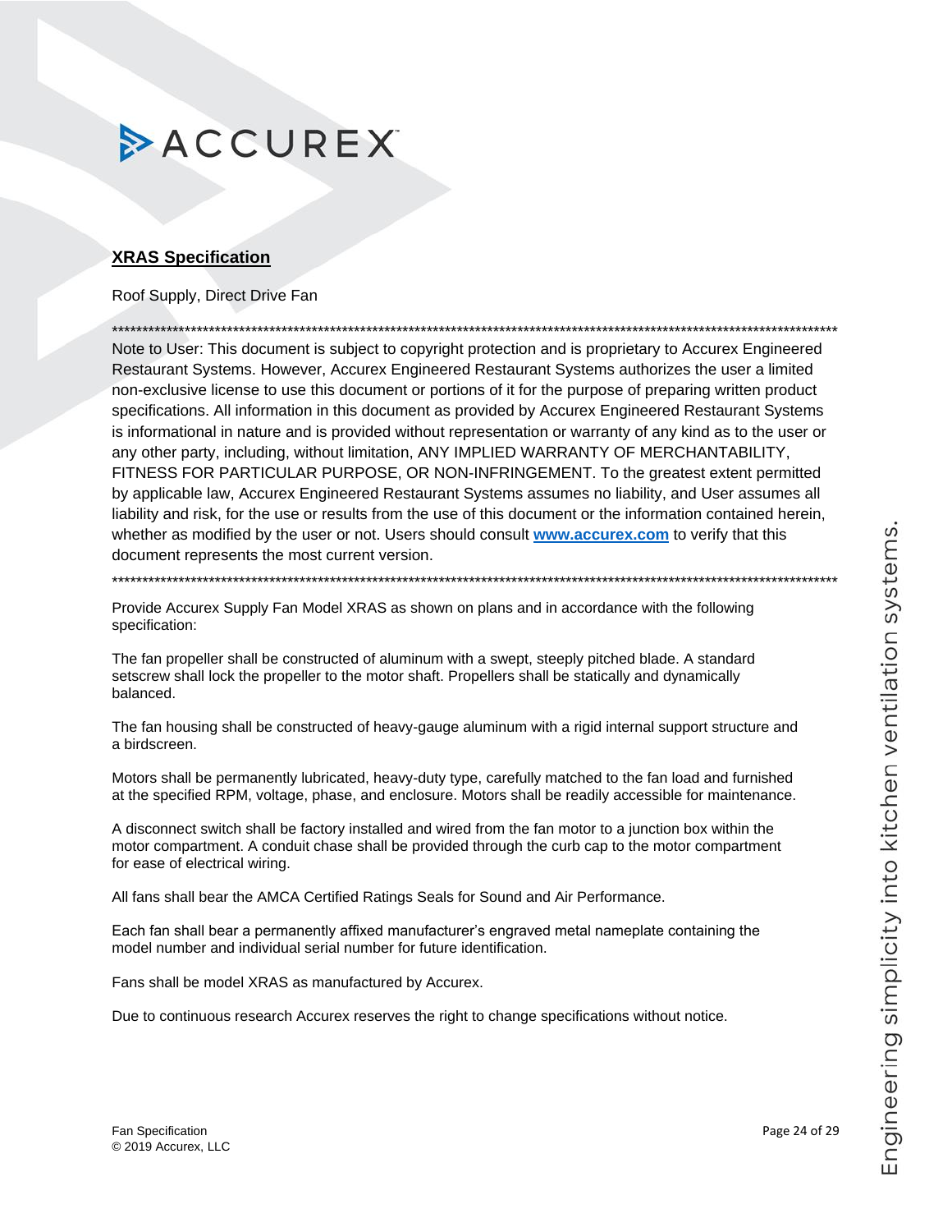## XRAS Specification

Roof Supply, Direct Drive Fan

*****************************************************************************************************************************
Note to User: This document is subject to copyright protection and is proprietary to Accurex Engineered Restaurant Systems. However, Accurex Engineered Restaurant Systems authorizes the user a limited non-exclusive license to use this document or portions of it for the purpose of preparing written product specifications. All information in this document as provided by Accurex Engineered Restaurant Systems is informational in nature and is provided without representation or warranty of any kind as to the user or any other party, including, without limitation, ANY IMPLIED WARRANTY OF MERCHANTABILITY, FITNESS FOR PARTICULAR PURPOSE, OR NON-INFRINGEMENT. To the greatest extent permitted by applicable law, Accurex Engineered Restaurant Systems assumes no liability, and User assumes all liability and risk, for the use or results from the use of this document or the information contained herein, whether as modified by the user or not. Users should consult **www.accurex.com** to verify that this document represents the most current version.
*****************************************************************************************************************************

Provide Accurex Supply Fan Model XRAS as shown on plans and in accordance with the following specification:

The fan propeller shall be constructed of aluminum with a swept, steeply pitched blade. A standard setscrew shall lock the propeller to the motor shaft. Propellers shall be statically and dynamically balanced.

The fan housing shall be constructed of heavy-gauge aluminum with a rigid internal support structure and a birdscreen.

Motors shall be permanently lubricated, heavy-duty type, carefully matched to the fan load and furnished at the specified RPM, voltage, phase, and enclosure. Motors shall be readily accessible for maintenance.

A disconnect switch shall be factory installed and wired from the fan motor to a junction box within the motor compartment. A conduit chase shall be provided through the curb cap to the motor compartment for ease of electrical wiring.

All fans shall bear the AMCA Certified Ratings Seals for Sound and Air Performance.

Each fan shall bear a permanently affixed manufacturer's engraved metal nameplate containing the model number and individual serial number for future identification.

Fans shall be model XRAS as manufactured by Accurex.

Due to continuous research Accurex reserves the right to change specifications without notice.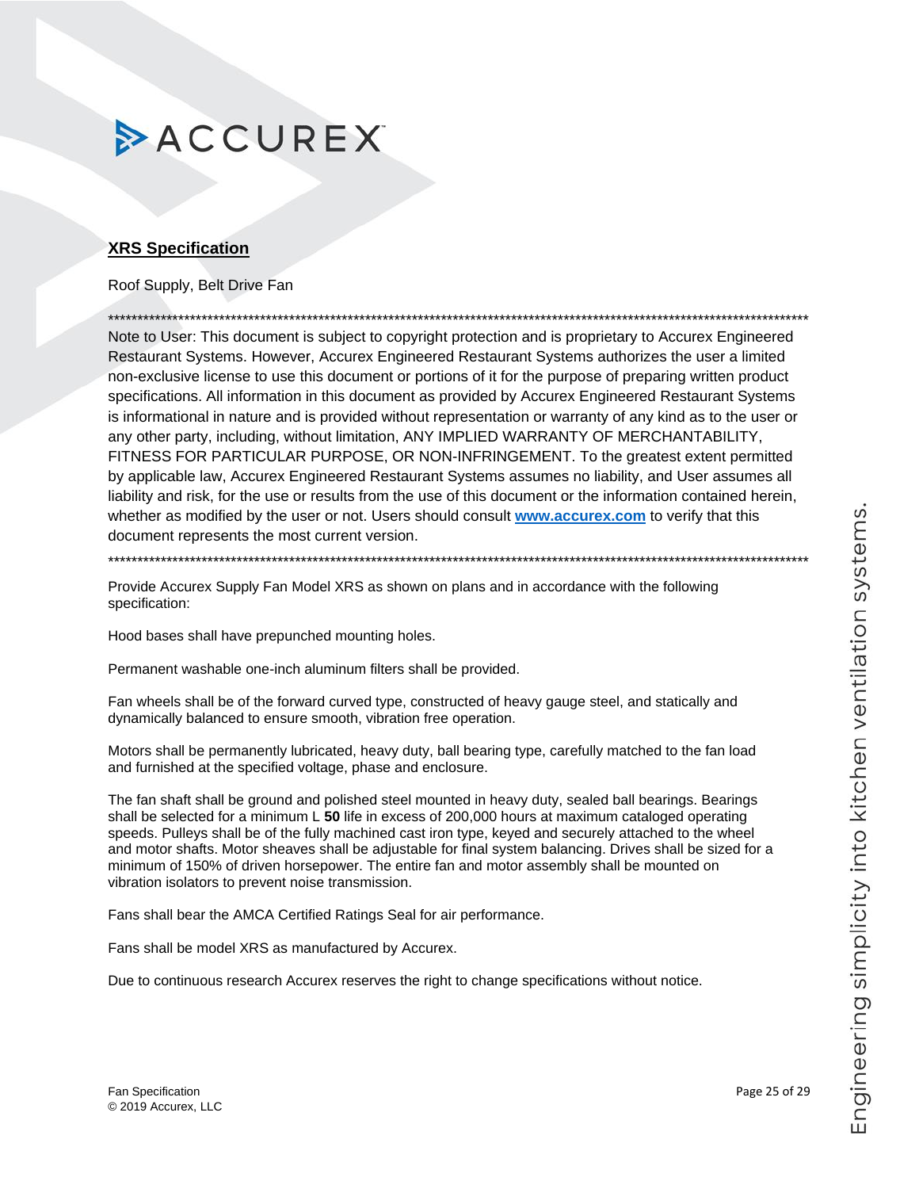ACCUREX

## XRS Specification

Roof Supply, Belt Drive Fan

**********************************************************************************************************************************
Note to User: This document is subject to copyright protection and is proprietary to Accurex Engineered Restaurant Systems. However, Accurex Engineered Restaurant Systems authorizes the user a limited non-exclusive license to use this document or portions of it for the purpose of preparing written product specifications. All information in this document as provided by Accurex Engineered Restaurant Systems is informational in nature and is provided without representation or warranty of any kind as to the user or any other party, including, without limitation, ANY IMPLIED WARRANTY OF MERCHANTABILITY, FITNESS FOR PARTICULAR PURPOSE, OR NON-INFRINGEMENT. To the greatest extent permitted by applicable law, Accurex Engineered Restaurant Systems assumes no liability, and User assumes all liability and risk, for the use or results from the use of this document or the information contained herein, whether as modified by the user or not. Users should consult **www.accurex.com** to verify that this document represents the most current version.
**********************************************************************************************************************************

Provide Accurex Supply Fan Model XRS as shown on plans and in accordance with the following specification:

Hood bases shall have prepunched mounting holes.

Permanent washable one-inch aluminum filters shall be provided.

Fan wheels shall be of the forward curved type, constructed of heavy gauge steel, and statically and dynamically balanced to ensure smooth, vibration free operation.

Motors shall be permanently lubricated, heavy duty, ball bearing type, carefully matched to the fan load and furnished at the specified voltage, phase and enclosure.

The fan shaft shall be ground and polished steel mounted in heavy duty, sealed ball bearings. Bearings shall be selected for a minimum L **50** life in excess of 200,000 hours at maximum cataloged operating speeds. Pulleys shall be of the fully machined cast iron type, keyed and securely attached to the wheel and motor shafts. Motor sheaves shall be adjustable for final system balancing. Drives shall be sized for a minimum of 150% of driven horsepower. The entire fan and motor assembly shall be mounted on vibration isolators to prevent noise transmission.

Fans shall bear the AMCA Certified Ratings Seal for air performance.

Fans shall be model XRS as manufactured by Accurex.

Due to continuous research Accurex reserves the right to change specifications without notice.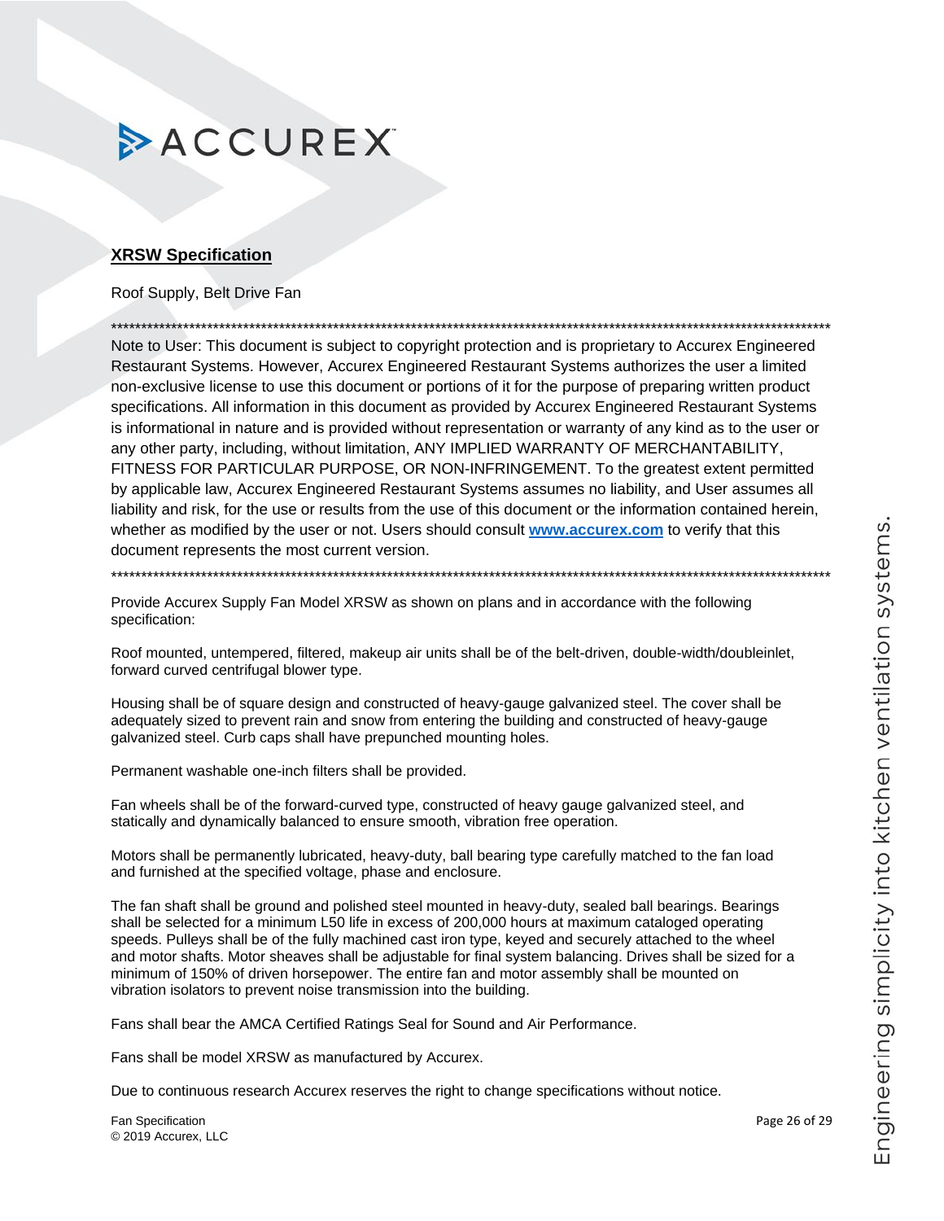ACCUREX

## XRSW Specification

Roof Supply, Belt Drive Fan

*****************************************************************************************************************************
Note to User: This document is subject to copyright protection and is proprietary to Accurex Engineered Restaurant Systems. However, Accurex Engineered Restaurant Systems authorizes the user a limited non-exclusive license to use this document or portions of it for the purpose of preparing written product specifications. All information in this document as provided by Accurex Engineered Restaurant Systems is informational in nature and is provided without representation or warranty of any kind as to the user or any other party, including, without limitation, ANY IMPLIED WARRANTY OF MERCHANTABILITY, FITNESS FOR PARTICULAR PURPOSE, OR NON-INFRINGEMENT. To the greatest extent permitted by applicable law, Accurex Engineered Restaurant Systems assumes no liability, and User assumes all liability and risk, for the use or results from the use of this document or the information contained herein, whether as modified by the user or not. Users should consult **www.accurex.com** to verify that this document represents the most current version.
*****************************************************************************************************************************

Provide Accurex Supply Fan Model XRSW as shown on plans and in accordance with the following specification:

Roof mounted, untempered, filtered, makeup air units shall be of the belt-driven, double-width/doubleinlet, forward curved centrifugal blower type.

Housing shall be of square design and constructed of heavy-gauge galvanized steel. The cover shall be adequately sized to prevent rain and snow from entering the building and constructed of heavy-gauge galvanized steel. Curb caps shall have prepunched mounting holes.

Permanent washable one-inch filters shall be provided.

Fan wheels shall be of the forward-curved type, constructed of heavy gauge galvanized steel, and statically and dynamically balanced to ensure smooth, vibration free operation.

Motors shall be permanently lubricated, heavy-duty, ball bearing type carefully matched to the fan load and furnished at the specified voltage, phase and enclosure.

The fan shaft shall be ground and polished steel mounted in heavy-duty, sealed ball bearings. Bearings shall be selected for a minimum L50 life in excess of 200,000 hours at maximum cataloged operating speeds. Pulleys shall be of the fully machined cast iron type, keyed and securely attached to the wheel and motor shafts. Motor sheaves shall be adjustable for final system balancing. Drives shall be sized for a minimum of 150% of driven horsepower. The entire fan and motor assembly shall be mounted on vibration isolators to prevent noise transmission into the building.

Fans shall bear the AMCA Certified Ratings Seal for Sound and Air Performance.

Fans shall be model XRSW as manufactured by Accurex.

Due to continuous research Accurex reserves the right to change specifications without notice.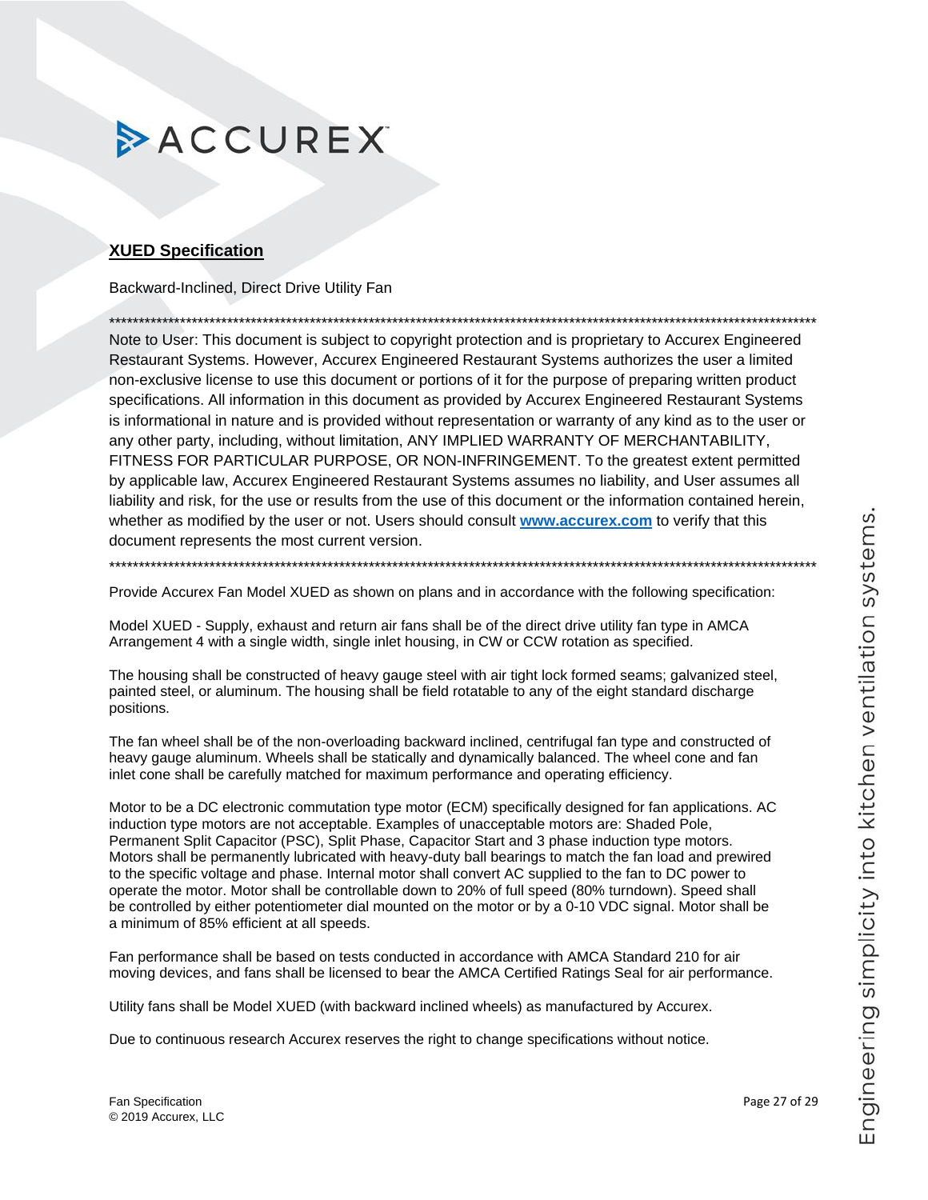ACCUREX

## XUED Specification

Backward-Inclined, Direct Drive Utility Fan

************************************************************************************************************************

Note to User: This document is subject to copyright protection and is proprietary to Accurex Engineered Restaurant Systems. However, Accurex Engineered Restaurant Systems authorizes the user a limited non-exclusive license to use this document or portions of it for the purpose of preparing written product specifications. All information in this document as provided by Accurex Engineered Restaurant Systems is informational in nature and is provided without representation or warranty of any kind as to the user or any other party, including, without limitation, ANY IMPLIED WARRANTY OF MERCHANTABILITY, FITNESS FOR PARTICULAR PURPOSE, OR NON-INFRINGEMENT. To the greatest extent permitted by applicable law, Accurex Engineered Restaurant Systems assumes no liability, and User assumes all liability and risk, for the use or results from the use of this document or the information contained herein, whether as modified by the user or not. Users should consult **www.accurex.com** to verify that this document represents the most current version.

************************************************************************************************************************

Provide Accurex Fan Model XUED as shown on plans and in accordance with the following specification:

Model XUED - Supply, exhaust and return air fans shall be of the direct drive utility fan type in AMCA Arrangement 4 with a single width, single inlet housing, in CW or CCW rotation as specified.

The housing shall be constructed of heavy gauge steel with air tight lock formed seams; galvanized steel, painted steel, or aluminum. The housing shall be field rotatable to any of the eight standard discharge positions.

The fan wheel shall be of the non-overloading backward inclined, centrifugal fan type and constructed of heavy gauge aluminum. Wheels shall be statically and dynamically balanced. The wheel cone and fan inlet cone shall be carefully matched for maximum performance and operating efficiency.

Motor to be a DC electronic commutation type motor (ECM) specifically designed for fan applications. AC induction type motors are not acceptable. Examples of unacceptable motors are: Shaded Pole, Permanent Split Capacitor (PSC), Split Phase, Capacitor Start and 3 phase induction type motors. Motors shall be permanently lubricated with heavy-duty ball bearings to match the fan load and prewired to the specific voltage and phase. Internal motor shall convert AC supplied to the fan to DC power to operate the motor. Motor shall be controllable down to 20% of full speed (80% turndown). Speed shall be controlled by either potentiometer dial mounted on the motor or by a 0-10 VDC signal. Motor shall be a minimum of 85% efficient at all speeds.

Fan performance shall be based on tests conducted in accordance with AMCA Standard 210 for air moving devices, and fans shall be licensed to bear the AMCA Certified Ratings Seal for air performance.

Utility fans shall be Model XUED (with backward inclined wheels) as manufactured by Accurex.

Due to continuous research Accurex reserves the right to change specifications without notice.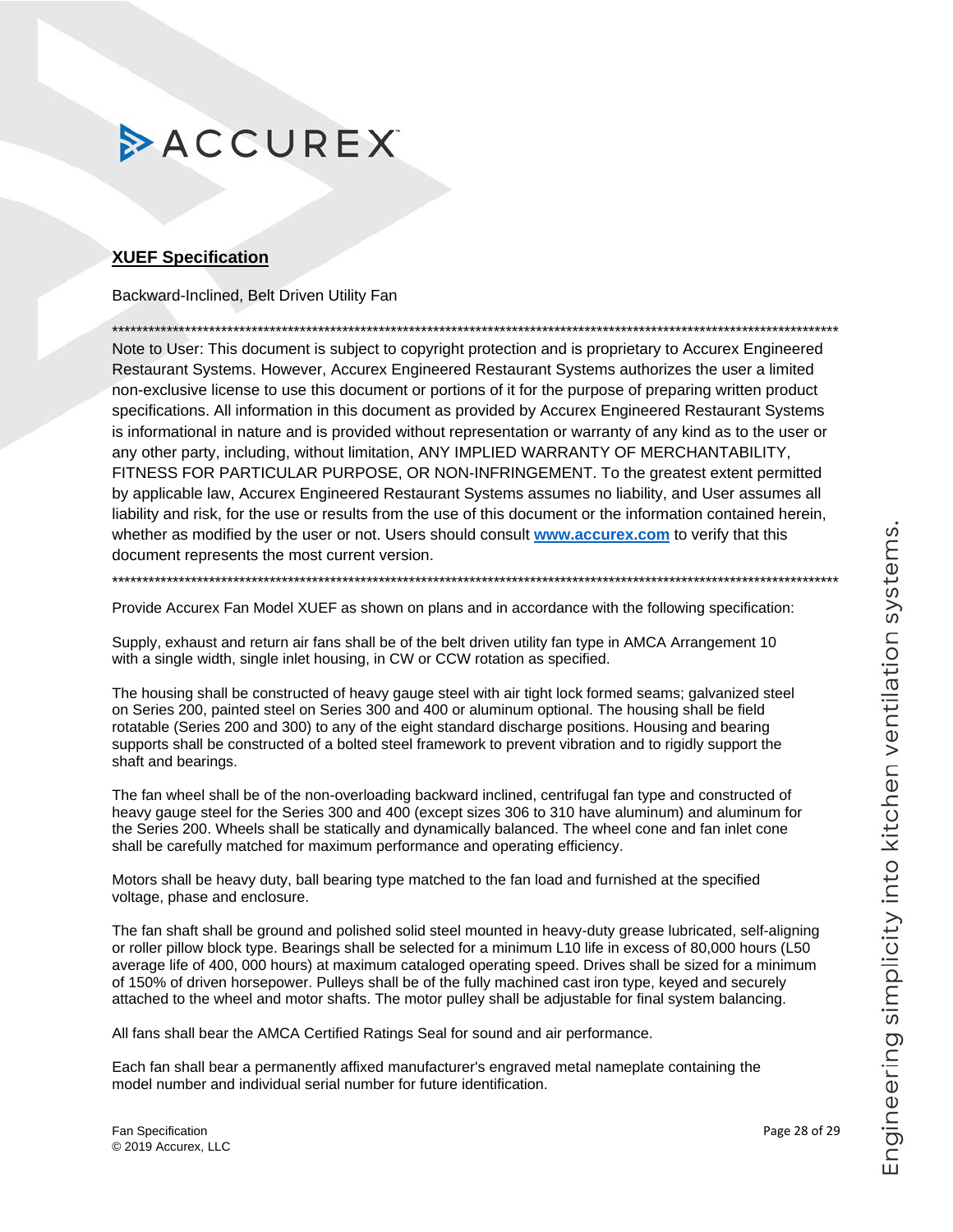## XUEF Specification

Backward-Inclined, Belt Driven Utility Fan

**********************************************************************************************************************

Note to User: This document is subject to copyright protection and is proprietary to Accurex Engineered Restaurant Systems. However, Accurex Engineered Restaurant Systems authorizes the user a limited non-exclusive license to use this document or portions of it for the purpose of preparing written product specifications. All information in this document as provided by Accurex Engineered Restaurant Systems is informational in nature and is provided without representation or warranty of any kind as to the user or any other party, including, without limitation, ANY IMPLIED WARRANTY OF MERCHANTABILITY, FITNESS FOR PARTICULAR PURPOSE, OR NON-INFRINGEMENT. To the greatest extent permitted by applicable law, Accurex Engineered Restaurant Systems assumes no liability, and User assumes all liability and risk, for the use or results from the use of this document or the information contained herein, whether as modified by the user or not. Users should consult **www.accurex.com** to verify that this document represents the most current version.

**********************************************************************************************************************

Provide Accurex Fan Model XUEF as shown on plans and in accordance with the following specification:

Supply, exhaust and return air fans shall be of the belt driven utility fan type in AMCA Arrangement 10 with a single width, single inlet housing, in CW or CCW rotation as specified.

The housing shall be constructed of heavy gauge steel with air tight lock formed seams; galvanized steel on Series 200, painted steel on Series 300 and 400 or aluminum optional. The housing shall be field rotatable (Series 200 and 300) to any of the eight standard discharge positions. Housing and bearing supports shall be constructed of a bolted steel framework to prevent vibration and to rigidly support the shaft and bearings.

The fan wheel shall be of the non-overloading backward inclined, centrifugal fan type and constructed of heavy gauge steel for the Series 300 and 400 (except sizes 306 to 310 have aluminum) and aluminum for the Series 200. Wheels shall be statically and dynamically balanced. The wheel cone and fan inlet cone shall be carefully matched for maximum performance and operating efficiency.

Motors shall be heavy duty, ball bearing type matched to the fan load and furnished at the specified voltage, phase and enclosure.

The fan shaft shall be ground and polished solid steel mounted in heavy-duty grease lubricated, self-aligning or roller pillow block type. Bearings shall be selected for a minimum L10 life in excess of 80,000 hours (L50 average life of 400, 000 hours) at maximum cataloged operating speed. Drives shall be sized for a minimum of 150% of driven horsepower. Pulleys shall be of the fully machined cast iron type, keyed and securely attached to the wheel and motor shafts. The motor pulley shall be adjustable for final system balancing.

All fans shall bear the AMCA Certified Ratings Seal for sound and air performance.

Each fan shall bear a permanently affixed manufacturer's engraved metal nameplate containing the model number and individual serial number for future identification.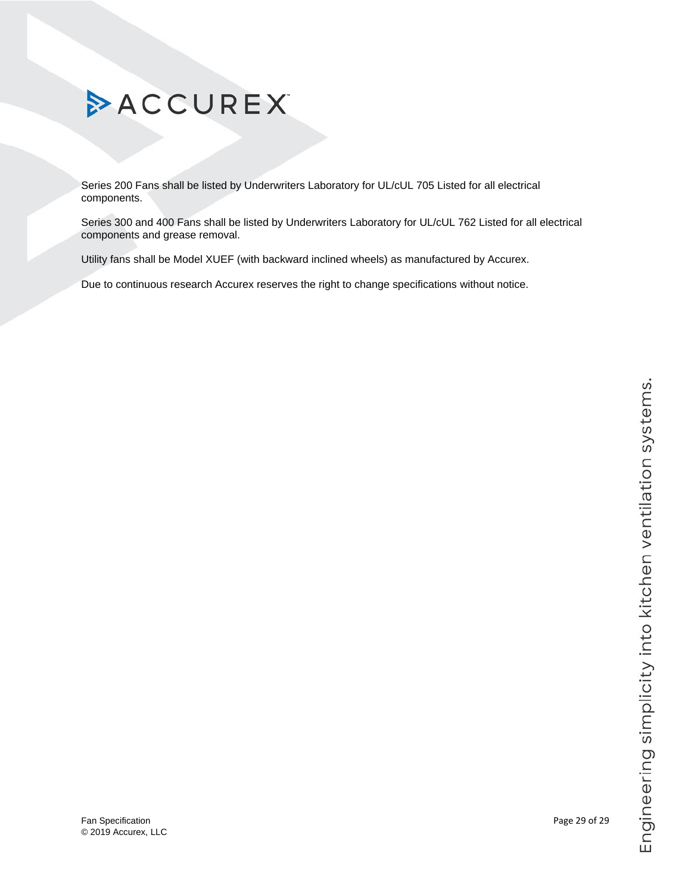Series 200 Fans shall be listed by Underwriters Laboratory for UL/cUL 705 Listed for all electrical components.

Series 300 and 400 Fans shall be listed by Underwriters Laboratory for UL/cUL 762 Listed for all electrical components and grease removal.

Utility fans shall be Model XUEF (with backward inclined wheels) as manufactured by Accurex.

Due to continuous research Accurex reserves the right to change specifications without notice.